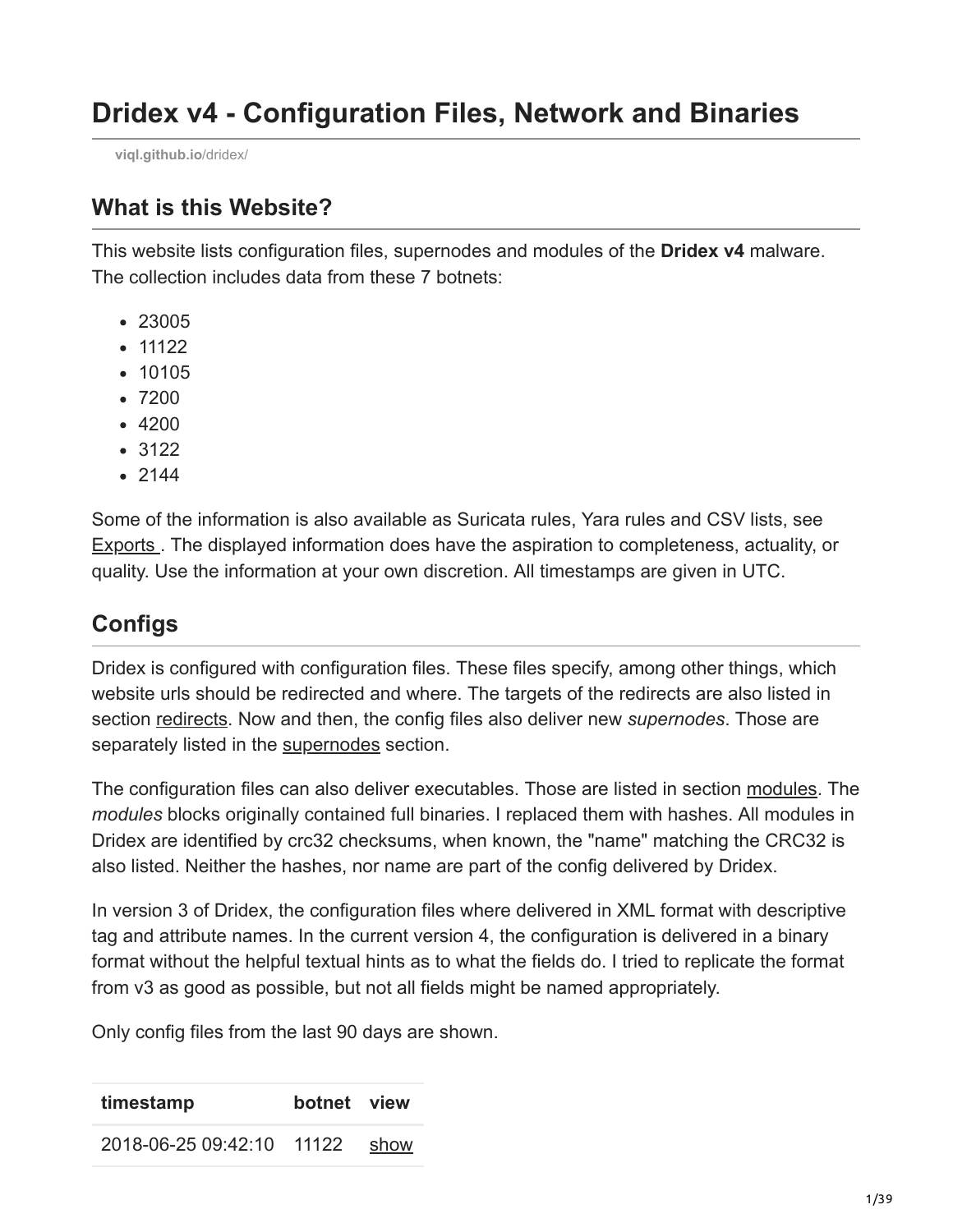# Dridex v4 - Configuration Files, Network and Binaries

viql.github.io/dridex/

## What is this Website?

This website lists configuration files, supernodes and modules of the **Dridex v4** malware. The collection includes data from these 7 botnets:

- 23005
- 11122
- 10105
- 7200
- 4200
- 3122
- 2144

Some of the information is also available as Suricata rules, Yara rules and CSV lists, see Exports . The displayed information does have the aspiration to completeness, actuality, or quality. Use the information at your own discretion. All timestamps are given in UTC.

## Configs

Dridex is configured with configuration files. These files specify, among other things, which website urls should be redirected and where. The targets of the redirects are also listed in section redirects. Now and then, the config files also deliver new *supernodes*. Those are separately listed in the supernodes section.

The configuration files can also deliver executables. Those are listed in section modules. The *modules* blocks originally contained full binaries. I replaced them with hashes. All modules in Dridex are identified by crc32 checksums, when known, the "name" matching the CRC32 is also listed. Neither the hashes, nor name are part of the config delivered by Dridex.

In version 3 of Dridex, the configuration files where delivered in XML format with descriptive tag and attribute names. In the current version 4, the configuration is delivered in a binary format without the helpful textual hints as to what the fields do. I tried to replicate the format from v3 as good as possible, but not all fields might be named appropriately.

Only config files from the last 90 days are shown.

| timestamp | botnet | view |
|---|---|---|
| 2018-06-25 09:42:10 | 11122 | show |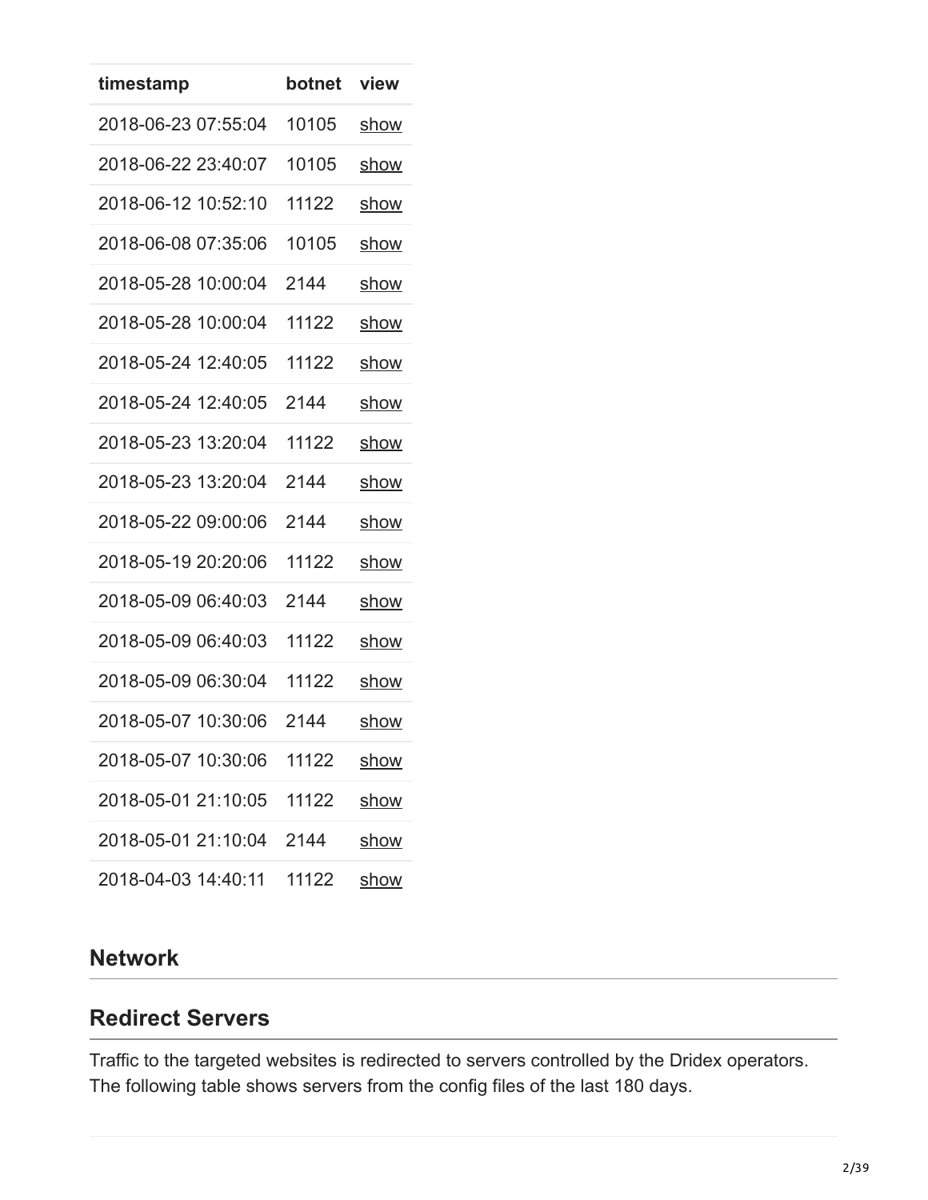| timestamp | botnet | view |
|---|---|---|
| 2018-06-23 07:55:04 | 10105 | show |
| 2018-06-22 23:40:07 | 10105 | show |
| 2018-06-12 10:52:10 | 11122 | show |
| 2018-06-08 07:35:06 | 10105 | show |
| 2018-05-28 10:00:04 | 2144 | show |
| 2018-05-28 10:00:04 | 11122 | show |
| 2018-05-24 12:40:05 | 11122 | show |
| 2018-05-24 12:40:05 | 2144 | show |
| 2018-05-23 13:20:04 | 11122 | show |
| 2018-05-23 13:20:04 | 2144 | show |
| 2018-05-22 09:00:06 | 2144 | show |
| 2018-05-19 20:20:06 | 11122 | show |
| 2018-05-09 06:40:03 | 2144 | show |
| 2018-05-09 06:40:03 | 11122 | show |
| 2018-05-09 06:30:04 | 11122 | show |
| 2018-05-07 10:30:06 | 2144 | show |
| 2018-05-07 10:30:06 | 11122 | show |
| 2018-05-01 21:10:05 | 11122 | show |
| 2018-05-01 21:10:04 | 2144 | show |
| 2018-04-03 14:40:11 | 11122 | show |

## Network

## Redirect Servers

Traffic to the targeted websites is redirected to servers controlled by the Dridex operators. The following table shows servers from the config files of the last 180 days.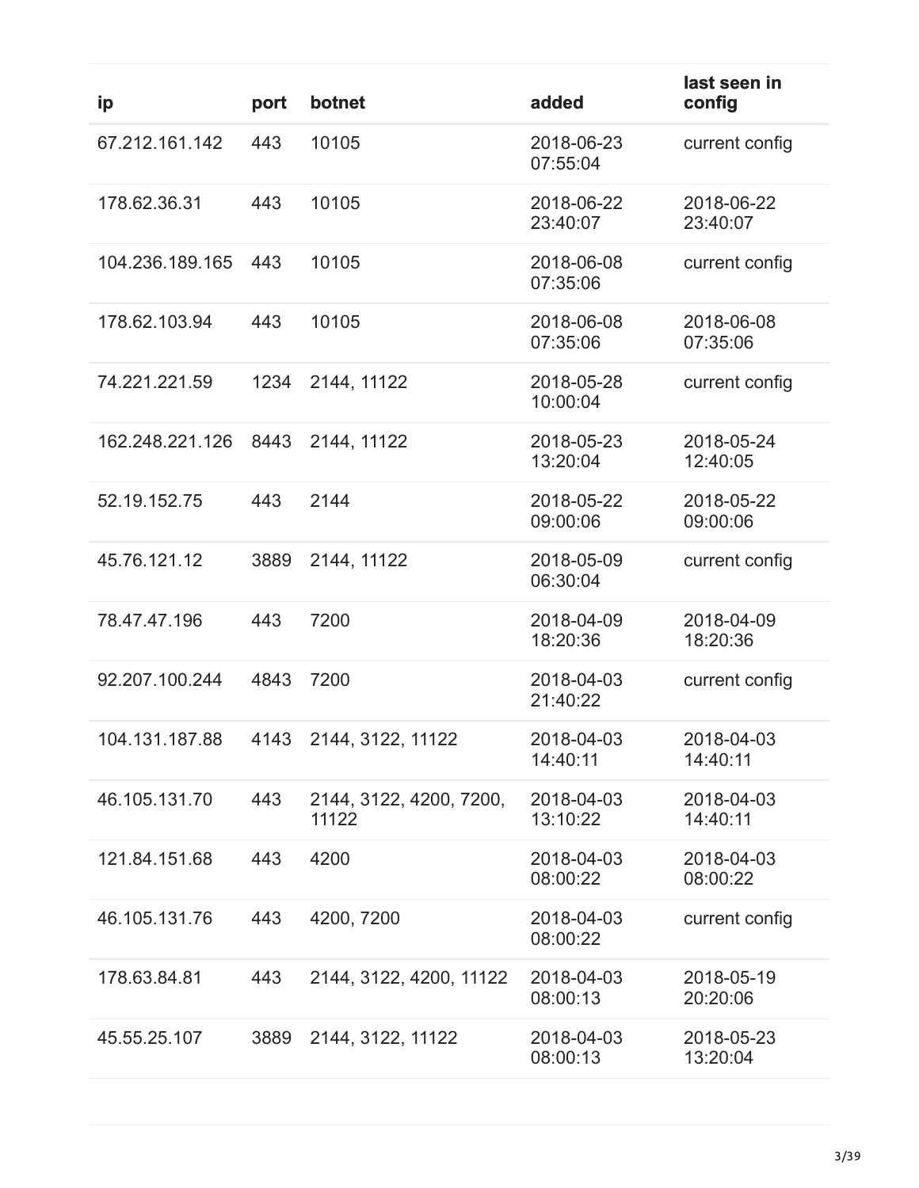| ip | port | botnet | added | last seen in config |
|---|---|---|---|---|
| 67.212.161.142 | 443 | 10105 | 2018-06-23 07:55:04 | current config |
| 178.62.36.31 | 443 | 10105 | 2018-06-22 23:40:07 | 2018-06-22 23:40:07 |
| 104.236.189.165 | 443 | 10105 | 2018-06-08 07:35:06 | current config |
| 178.62.103.94 | 443 | 10105 | 2018-06-08 07:35:06 | 2018-06-08 07:35:06 |
| 74.221.221.59 | 1234 | 2144, 11122 | 2018-05-28 10:00:04 | current config |
| 162.248.221.126 | 8443 | 2144, 11122 | 2018-05-23 13:20:04 | 2018-05-24 12:40:05 |
| 52.19.152.75 | 443 | 2144 | 2018-05-22 09:00:06 | 2018-05-22 09:00:06 |
| 45.76.121.12 | 3889 | 2144, 11122 | 2018-05-09 06:30:04 | current config |
| 78.47.47.196 | 443 | 7200 | 2018-04-09 18:20:36 | 2018-04-09 18:20:36 |
| 92.207.100.244 | 4843 | 7200 | 2018-04-03 21:40:22 | current config |
| 104.131.187.88 | 4143 | 2144, 3122, 11122 | 2018-04-03 14:40:11 | 2018-04-03 14:40:11 |
| 46.105.131.70 | 443 | 2144, 3122, 4200, 7200, 11122 | 2018-04-03 13:10:22 | 2018-04-03 14:40:11 |
| 121.84.151.68 | 443 | 4200 | 2018-04-03 08:00:22 | 2018-04-03 08:00:22 |
| 46.105.131.76 | 443 | 4200, 7200 | 2018-04-03 08:00:22 | current config |
| 178.63.84.81 | 443 | 2144, 3122, 4200, 11122 | 2018-04-03 08:00:13 | 2018-05-19 20:20:06 |
| 45.55.25.107 | 3889 | 2144, 3122, 11122 | 2018-04-03 08:00:13 | 2018-05-23 13:20:04 |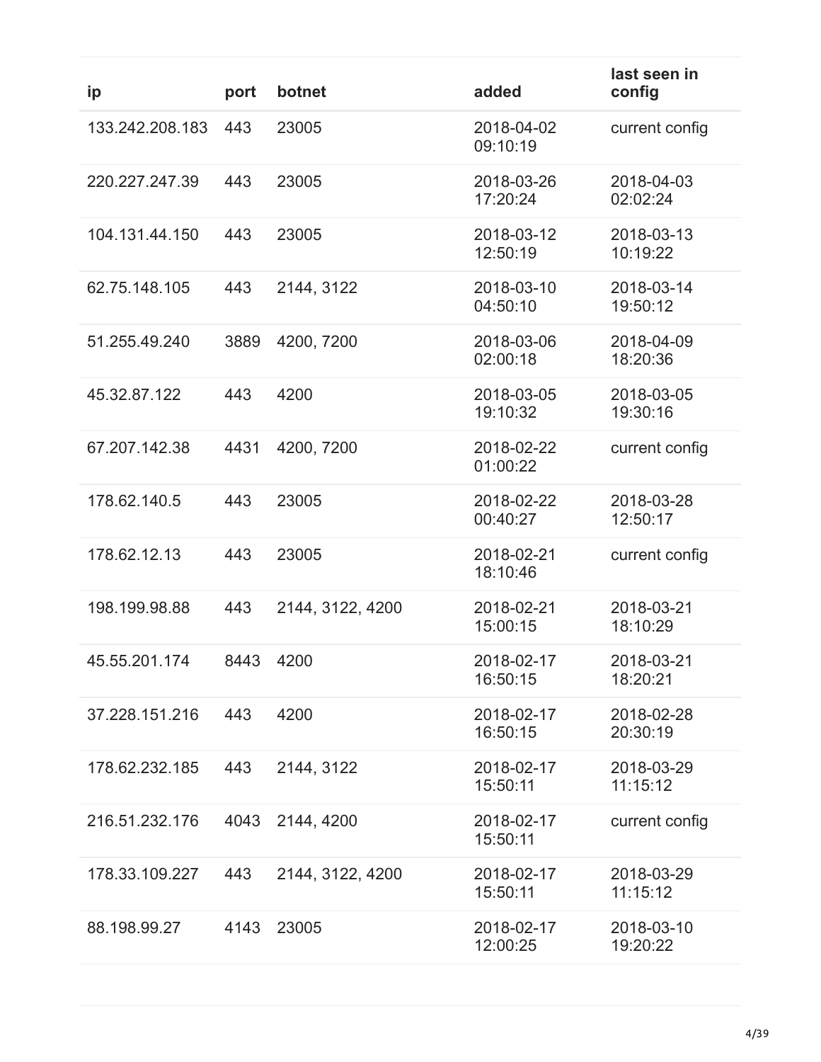| ip | port | botnet | added | last seen in config |
| --- | --- | --- | --- | --- |
| 133.242.208.183 | 443 | 23005 | 2018-04-02 09:10:19 | current config |
| 220.227.247.39 | 443 | 23005 | 2018-03-26 17:20:24 | 2018-04-03 02:02:24 |
| 104.131.44.150 | 443 | 23005 | 2018-03-12 12:50:19 | 2018-03-13 10:19:22 |
| 62.75.148.105 | 443 | 2144, 3122 | 2018-03-10 04:50:10 | 2018-03-14 19:50:12 |
| 51.255.49.240 | 3889 | 4200, 7200 | 2018-03-06 02:00:18 | 2018-04-09 18:20:36 |
| 45.32.87.122 | 443 | 4200 | 2018-03-05 19:10:32 | 2018-03-05 19:30:16 |
| 67.207.142.38 | 4431 | 4200, 7200 | 2018-02-22 01:00:22 | current config |
| 178.62.140.5 | 443 | 23005 | 2018-02-22 00:40:27 | 2018-03-28 12:50:17 |
| 178.62.12.13 | 443 | 23005 | 2018-02-21 18:10:46 | current config |
| 198.199.98.88 | 443 | 2144, 3122, 4200 | 2018-02-21 15:00:15 | 2018-03-21 18:10:29 |
| 45.55.201.174 | 8443 | 4200 | 2018-02-17 16:50:15 | 2018-03-21 18:20:21 |
| 37.228.151.216 | 443 | 4200 | 2018-02-17 16:50:15 | 2018-02-28 20:30:19 |
| 178.62.232.185 | 443 | 2144, 3122 | 2018-02-17 15:50:11 | 2018-03-29 11:15:12 |
| 216.51.232.176 | 4043 | 2144, 4200 | 2018-02-17 15:50:11 | current config |
| 178.33.109.227 | 443 | 2144, 3122, 4200 | 2018-02-17 15:50:11 | 2018-03-29 11:15:12 |
| 88.198.99.27 | 4143 | 23005 | 2018-02-17 12:00:25 | 2018-03-10 19:20:22 |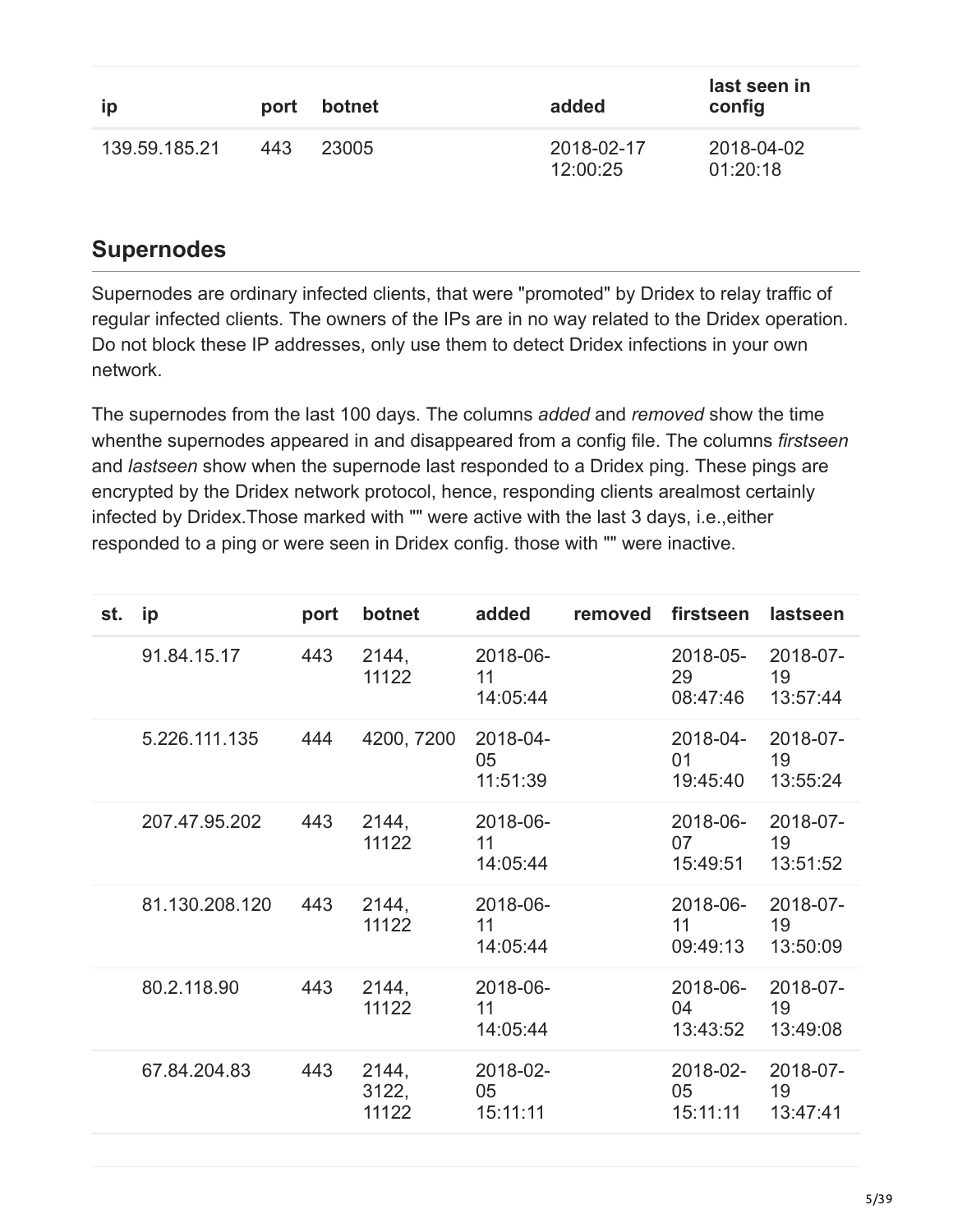| ip | port | botnet | added | last seen in config |
|---|---|---|---|---|
| 139.59.185.21 | 443 | 23005 | 2018-02-17 12:00:25 | 2018-04-02 01:20:18 |

## Supernodes

Supernodes are ordinary infected clients, that were "promoted" by Dridex to relay traffic of regular infected clients. The owners of the IPs are in no way related to the Dridex operation. Do not block these IP addresses, only use them to detect Dridex infections in your own network.

The supernodes from the last 100 days. The columns *added* and *removed* show the time whenthe supernodes appeared in and disappeared from a config file. The columns *firstseen* and *lastseen* show when the supernode last responded to a Dridex ping. These pings are encrypted by the Dridex network protocol, hence, responding clients arealmost certainly infected by Dridex.Those marked with "" were active with the last 3 days, i.e.,either responded to a ping or were seen in Dridex config. those with "" were inactive.

| st. | ip | port | botnet | added | removed | firstseen | lastseen |
|---|---|---|---|---|---|---|---|
| | 91.84.15.17 | 443 | 2144, 11122 | 2018-06-11 14:05:44 | | 2018-05-29 08:47:46 | 2018-07-19 13:57:44 |
| | 5.226.111.135 | 444 | 4200, 7200 | 2018-04-05 11:51:39 | | 2018-04-01 19:45:40 | 2018-07-19 13:55:24 |
| | 207.47.95.202 | 443 | 2144, 11122 | 2018-06-11 14:05:44 | | 2018-06-07 15:49:51 | 2018-07-19 13:51:52 |
| | 81.130.208.120 | 443 | 2144, 11122 | 2018-06-11 14:05:44 | | 2018-06-11 09:49:13 | 2018-07-19 13:50:09 |
| | 80.2.118.90 | 443 | 2144, 11122 | 2018-06-11 14:05:44 | | 2018-06-04 13:43:52 | 2018-07-19 13:49:08 |
| | 67.84.204.83 | 443 | 2144, 3122, 11122 | 2018-02-05 15:11:11 | | 2018-02-05 15:11:11 | 2018-07-19 13:47:41 |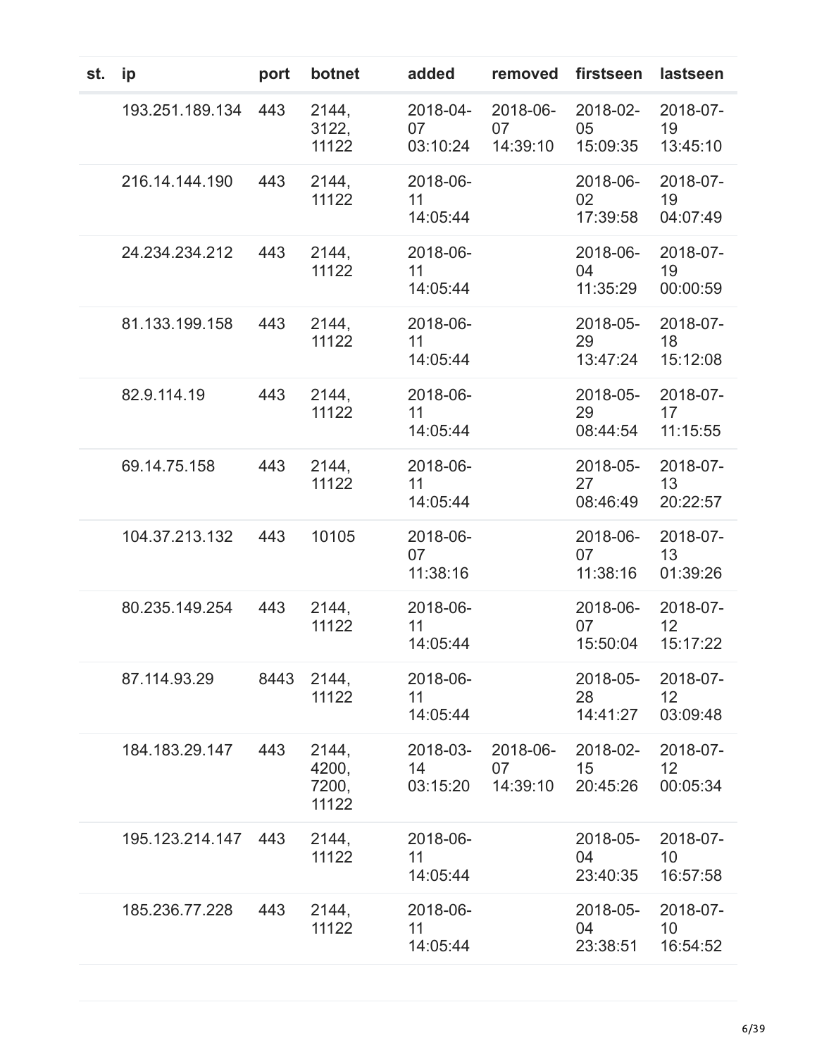| st. | ip | port | botnet | added | removed | firstseen | lastseen |
|---|---|---|---|---|---|---|---|
| | 193.251.189.134 | 443 | 2144, 3122, 11122 | 2018-04-07 03:10:24 | 2018-06-07 14:39:10 | 2018-02-05 15:09:35 | 2018-07-19 13:45:10 |
| | 216.14.144.190 | 443 | 2144, 11122 | 2018-06-11 14:05:44 | | 2018-06-02 17:39:58 | 2018-07-19 04:07:49 |
| | 24.234.234.212 | 443 | 2144, 11122 | 2018-06-11 14:05:44 | | 2018-06-04 11:35:29 | 2018-07-19 00:00:59 |
| | 81.133.199.158 | 443 | 2144, 11122 | 2018-06-11 14:05:44 | | 2018-05-29 13:47:24 | 2018-07-18 15:12:08 |
| | 82.9.114.19 | 443 | 2144, 11122 | 2018-06-11 14:05:44 | | 2018-05-29 08:44:54 | 2018-07-17 11:15:55 |
| | 69.14.75.158 | 443 | 2144, 11122 | 2018-06-11 14:05:44 | | 2018-05-27 08:46:49 | 2018-07-13 20:22:57 |
| | 104.37.213.132 | 443 | 10105 | 2018-06-07 11:38:16 | | 2018-06-07 11:38:16 | 2018-07-13 01:39:26 |
| | 80.235.149.254 | 443 | 2144, 11122 | 2018-06-11 14:05:44 | | 2018-06-07 15:50:04 | 2018-07-12 15:17:22 |
| | 87.114.93.29 | 8443 | 2144, 11122 | 2018-06-11 14:05:44 | | 2018-05-28 14:41:27 | 2018-07-12 03:09:48 |
| | 184.183.29.147 | 443 | 2144, 4200, 7200, 11122 | 2018-03-14 03:15:20 | 2018-06-07 14:39:10 | 2018-02-15 20:45:26 | 2018-07-12 00:05:34 |
| | 195.123.214.147 | 443 | 2144, 11122 | 2018-06-11 14:05:44 | | 2018-05-04 23:40:35 | 2018-07-10 16:57:58 |
| | 185.236.77.228 | 443 | 2144, 11122 | 2018-06-11 14:05:44 | | 2018-05-04 23:38:51 | 2018-07-10 16:54:52 |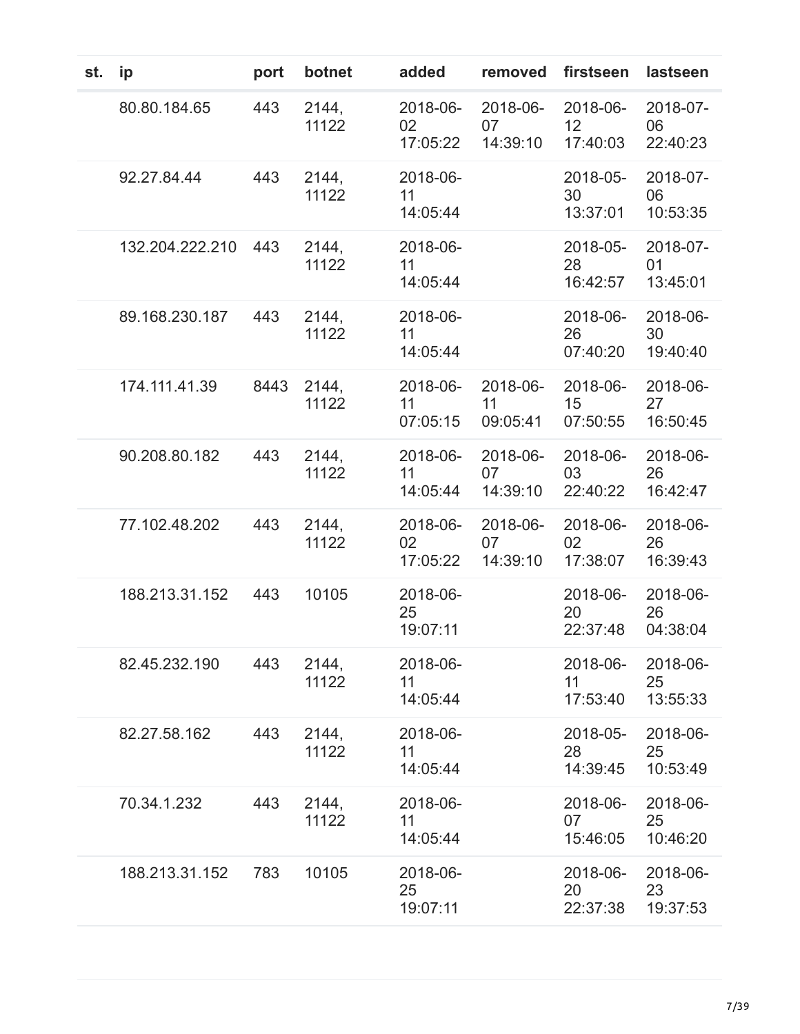| st. | ip | port | botnet | added | removed | firstseen | lastseen |
|---|---|---|---|---|---|---|---|
| | 80.80.184.65 | 443 | 2144, 11122 | 2018-06-02 17:05:22 | 2018-06-07 14:39:10 | 2018-06-12 17:40:03 | 2018-07-06 22:40:23 |
| | 92.27.84.44 | 443 | 2144, 11122 | 2018-06-11 14:05:44 | | 2018-05-30 13:37:01 | 2018-07-06 10:53:35 |
| | 132.204.222.210 | 443 | 2144, 11122 | 2018-06-11 14:05:44 | | 2018-05-28 16:42:57 | 2018-07-01 13:45:01 |
| | 89.168.230.187 | 443 | 2144, 11122 | 2018-06-11 14:05:44 | | 2018-06-26 07:40:20 | 2018-06-30 19:40:40 |
| | 174.111.41.39 | 8443 | 2144, 11122 | 2018-06-11 07:05:15 | 2018-06-11 09:05:41 | 2018-06-15 07:50:55 | 2018-06-27 16:50:45 |
| | 90.208.80.182 | 443 | 2144, 11122 | 2018-06-11 14:05:44 | 2018-06-07 14:39:10 | 2018-06-03 22:40:22 | 2018-06-26 16:42:47 |
| | 77.102.48.202 | 443 | 2144, 11122 | 2018-06-02 17:05:22 | 2018-06-07 14:39:10 | 2018-06-02 17:38:07 | 2018-06-26 16:39:43 |
| | 188.213.31.152 | 443 | 10105 | 2018-06-25 19:07:11 | | 2018-06-20 22:37:48 | 2018-06-26 04:38:04 |
| | 82.45.232.190 | 443 | 2144, 11122 | 2018-06-11 14:05:44 | | 2018-06-11 17:53:40 | 2018-06-25 13:55:33 |
| | 82.27.58.162 | 443 | 2144, 11122 | 2018-06-11 14:05:44 | | 2018-05-28 14:39:45 | 2018-06-25 10:53:49 |
| | 70.34.1.232 | 443 | 2144, 11122 | 2018-06-11 14:05:44 | | 2018-06-07 15:46:05 | 2018-06-25 10:46:20 |
| | 188.213.31.152 | 783 | 10105 | 2018-06-25 19:07:11 | | 2018-06-20 22:37:38 | 2018-06-23 19:37:53 |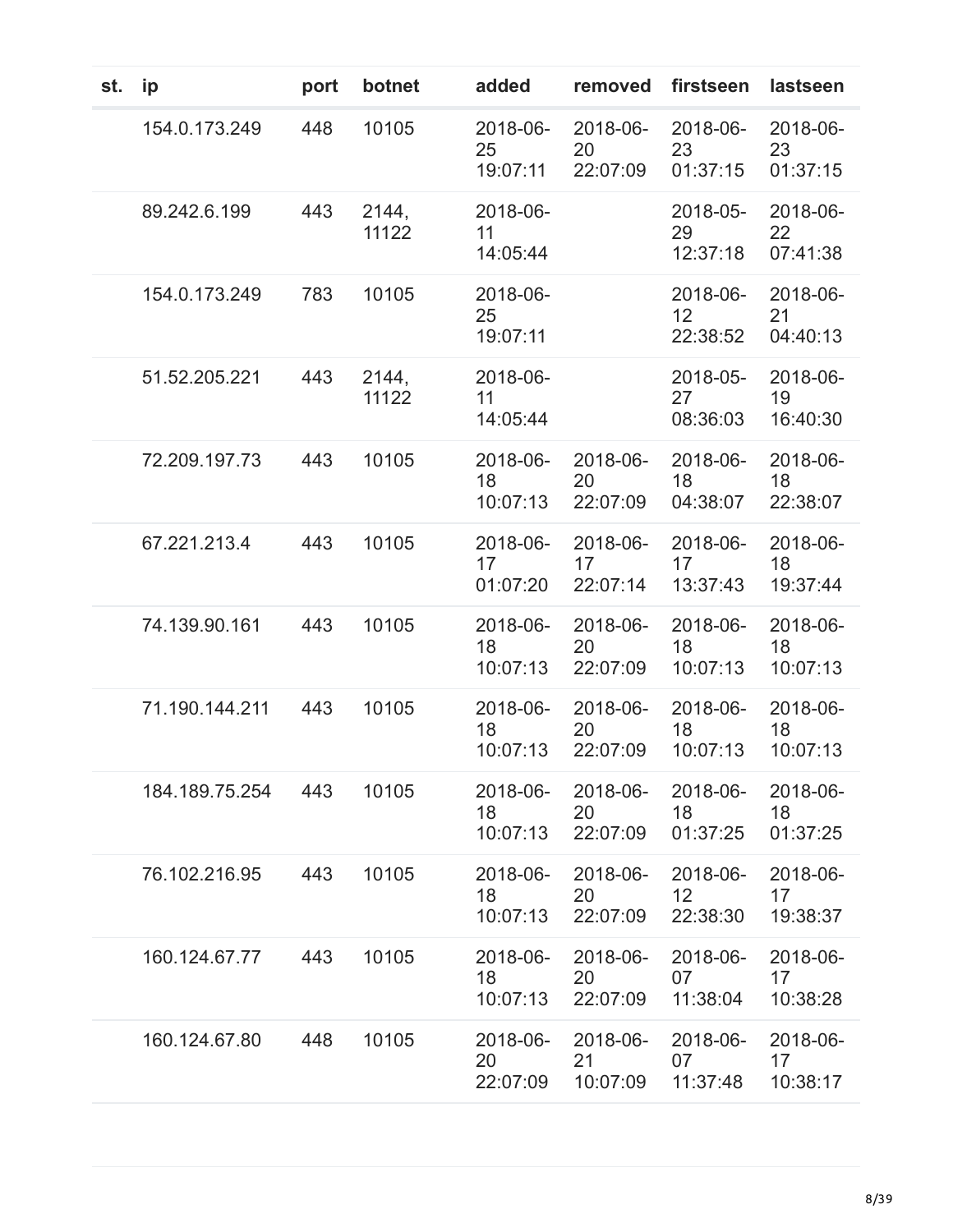| st. | ip | port | botnet | added | removed | firstseen | lastseen |
|---|---|---|---|---|---|---|---|
| | 154.0.173.249 | 448 | 10105 | 2018-06-25 19:07:11 | 2018-06-20 22:07:09 | 2018-06-23 01:37:15 | 2018-06-23 01:37:15 |
| | 89.242.6.199 | 443 | 2144, 11122 | 2018-06-11 14:05:44 | | 2018-05-29 12:37:18 | 2018-06-22 07:41:38 |
| | 154.0.173.249 | 783 | 10105 | 2018-06-25 19:07:11 | | 2018-06-12 22:38:52 | 2018-06-21 04:40:13 |
| | 51.52.205.221 | 443 | 2144, 11122 | 2018-06-11 14:05:44 | | 2018-05-27 08:36:03 | 2018-06-19 16:40:30 |
| | 72.209.197.73 | 443 | 10105 | 2018-06-18 10:07:13 | 2018-06-20 22:07:09 | 2018-06-18 04:38:07 | 2018-06-18 22:38:07 |
| | 67.221.213.4 | 443 | 10105 | 2018-06-17 01:07:20 | 2018-06-17 22:07:14 | 2018-06-17 13:37:43 | 2018-06-18 19:37:44 |
| | 74.139.90.161 | 443 | 10105 | 2018-06-18 10:07:13 | 2018-06-20 22:07:09 | 2018-06-18 10:07:13 | 2018-06-18 10:07:13 |
| | 71.190.144.211 | 443 | 10105 | 2018-06-18 10:07:13 | 2018-06-20 22:07:09 | 2018-06-18 10:07:13 | 2018-06-18 10:07:13 |
| | 184.189.75.254 | 443 | 10105 | 2018-06-18 10:07:13 | 2018-06-20 22:07:09 | 2018-06-18 01:37:25 | 2018-06-18 01:37:25 |
| | 76.102.216.95 | 443 | 10105 | 2018-06-18 10:07:13 | 2018-06-20 22:07:09 | 2018-06-12 22:38:30 | 2018-06-17 19:38:37 |
| | 160.124.67.77 | 443 | 10105 | 2018-06-18 10:07:13 | 2018-06-20 22:07:09 | 2018-06-07 11:38:04 | 2018-06-17 10:38:28 |
| | 160.124.67.80 | 448 | 10105 | 2018-06-20 22:07:09 | 2018-06-21 10:07:09 | 2018-06-07 11:37:48 | 2018-06-17 10:38:17 |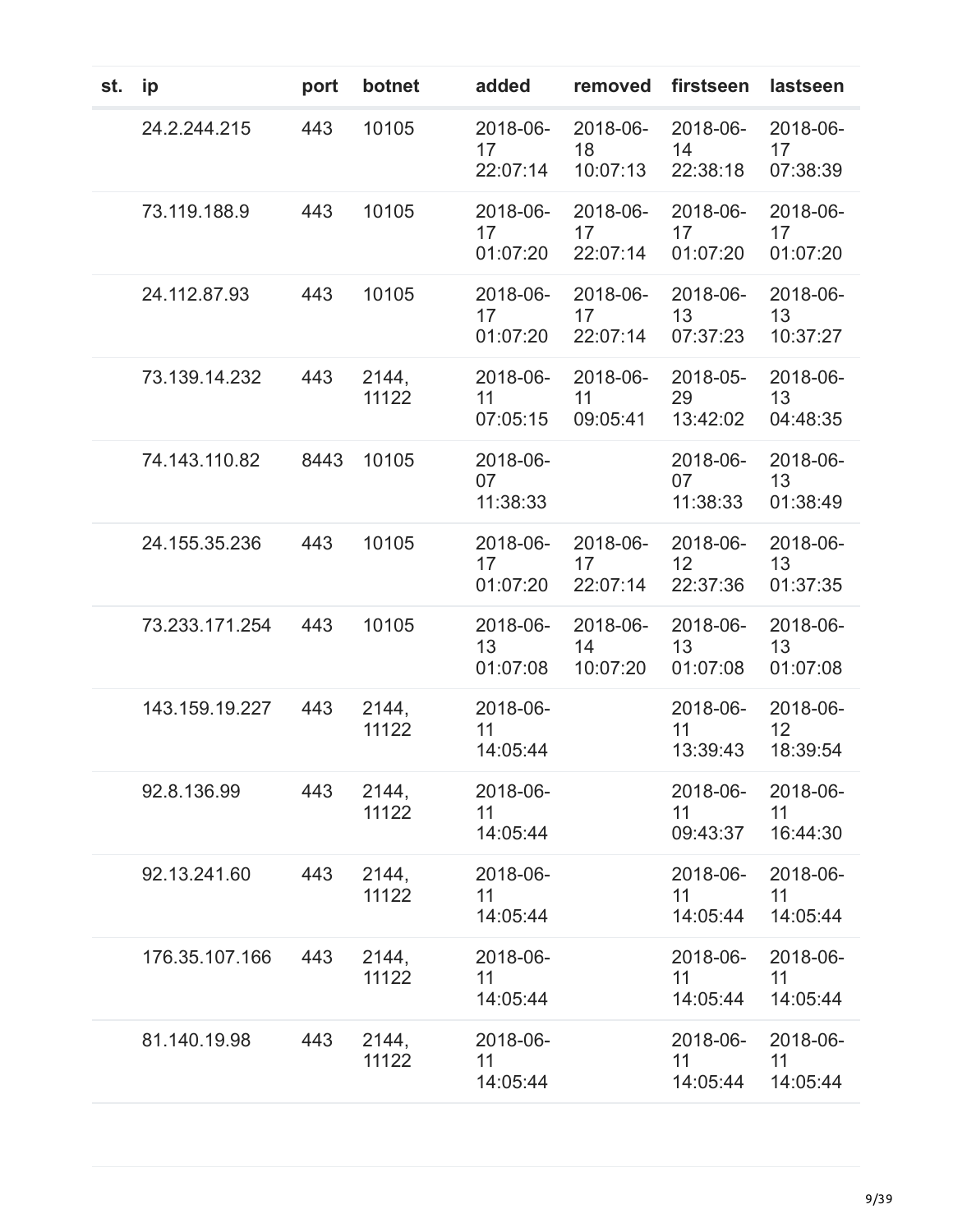| st. | ip | port | botnet | added | removed | firstseen | lastseen |
|---|---|---|---|---|---|---|---|
| | 24.2.244.215 | 443 | 10105 | 2018-06-17 22:07:14 | 2018-06-18 10:07:13 | 2018-06-14 22:38:18 | 2018-06-17 07:38:39 |
| | 73.119.188.9 | 443 | 10105 | 2018-06-17 01:07:20 | 2018-06-17 22:07:14 | 2018-06-17 01:07:20 | 2018-06-17 01:07:20 |
| | 24.112.87.93 | 443 | 10105 | 2018-06-17 01:07:20 | 2018-06-17 22:07:14 | 2018-06-13 07:37:23 | 2018-06-13 10:37:27 |
| | 73.139.14.232 | 443 | 2144, 11122 | 2018-06-11 07:05:15 | 2018-06-11 09:05:41 | 2018-05-29 13:42:02 | 2018-06-13 04:48:35 |
| | 74.143.110.82 | 8443 | 10105 | 2018-06-07 11:38:33 | | 2018-06-07 11:38:33 | 2018-06-13 01:38:49 |
| | 24.155.35.236 | 443 | 10105 | 2018-06-17 01:07:20 | 2018-06-17 22:07:14 | 2018-06-12 22:37:36 | 2018-06-13 01:37:35 |
| | 73.233.171.254 | 443 | 10105 | 2018-06-13 01:07:08 | 2018-06-14 10:07:20 | 2018-06-13 01:07:08 | 2018-06-13 01:07:08 |
| | 143.159.19.227 | 443 | 2144, 11122 | 2018-06-11 14:05:44 | | 2018-06-11 13:39:43 | 2018-06-12 18:39:54 |
| | 92.8.136.99 | 443 | 2144, 11122 | 2018-06-11 14:05:44 | | 2018-06-11 09:43:37 | 2018-06-11 16:44:30 |
| | 92.13.241.60 | 443 | 2144, 11122 | 2018-06-11 14:05:44 | | 2018-06-11 14:05:44 | 2018-06-11 14:05:44 |
| | 176.35.107.166 | 443 | 2144, 11122 | 2018-06-11 14:05:44 | | 2018-06-11 14:05:44 | 2018-06-11 14:05:44 |
| | 81.140.19.98 | 443 | 2144, 11122 | 2018-06-11 14:05:44 | | 2018-06-11 14:05:44 | 2018-06-11 14:05:44 |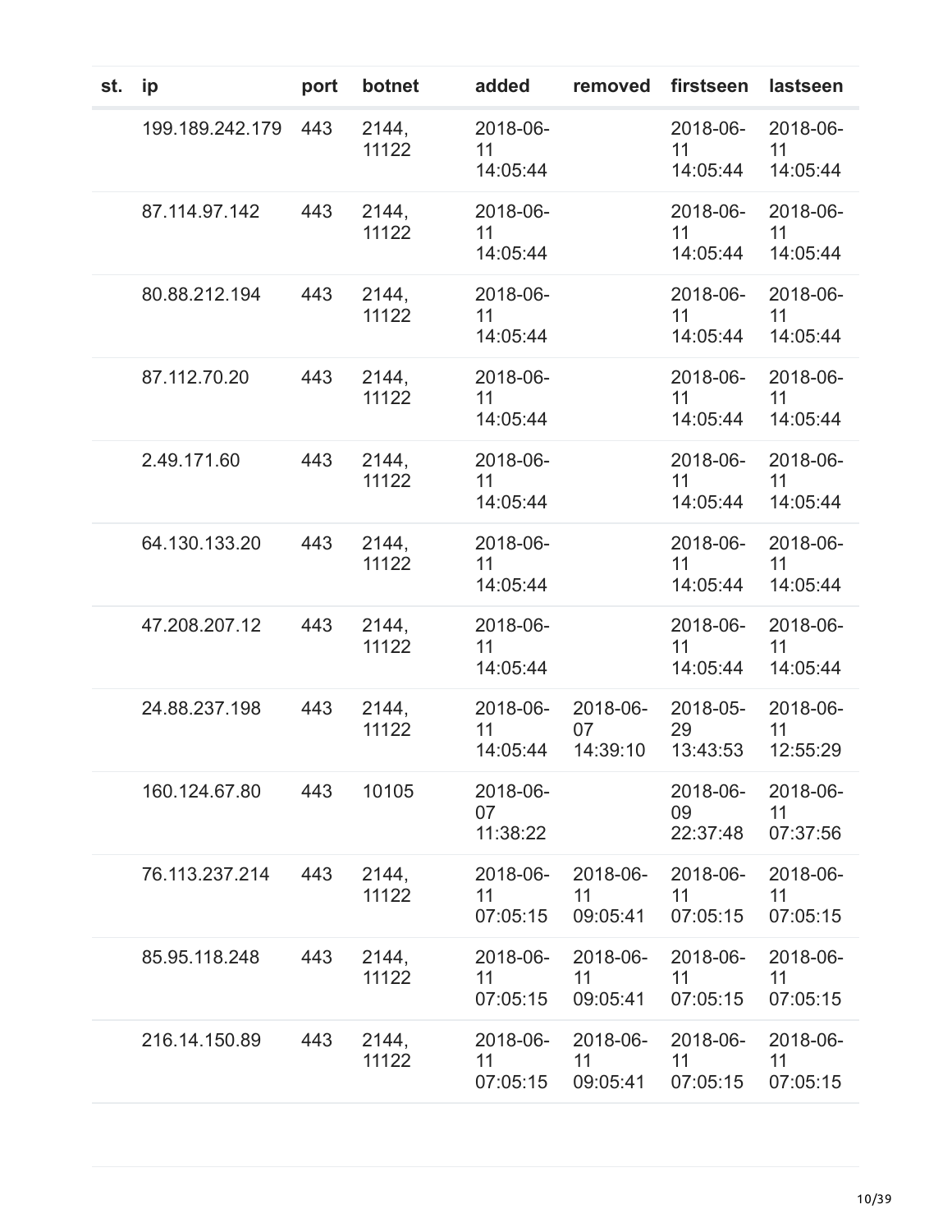| st. | ip | port | botnet | added | removed | firstseen | lastseen |
|---|---|---|---|---|---|---|---|
| | 199.189.242.179 | 443 | 2144, 11122 | 2018-06-11 14:05:44 | | 2018-06-11 14:05:44 | 2018-06-11 14:05:44 |
| | 87.114.97.142 | 443 | 2144, 11122 | 2018-06-11 14:05:44 | | 2018-06-11 14:05:44 | 2018-06-11 14:05:44 |
| | 80.88.212.194 | 443 | 2144, 11122 | 2018-06-11 14:05:44 | | 2018-06-11 14:05:44 | 2018-06-11 14:05:44 |
| | 87.112.70.20 | 443 | 2144, 11122 | 2018-06-11 14:05:44 | | 2018-06-11 14:05:44 | 2018-06-11 14:05:44 |
| | 2.49.171.60 | 443 | 2144, 11122 | 2018-06-11 14:05:44 | | 2018-06-11 14:05:44 | 2018-06-11 14:05:44 |
| | 64.130.133.20 | 443 | 2144, 11122 | 2018-06-11 14:05:44 | | 2018-06-11 14:05:44 | 2018-06-11 14:05:44 |
| | 47.208.207.12 | 443 | 2144, 11122 | 2018-06-11 14:05:44 | | 2018-06-11 14:05:44 | 2018-06-11 14:05:44 |
| | 24.88.237.198 | 443 | 2144, 11122 | 2018-06-11 14:05:44 | 2018-06-07 14:39:10 | 2018-05-29 13:43:53 | 2018-06-11 12:55:29 |
| | 160.124.67.80 | 443 | 10105 | 2018-06-07 11:38:22 | | 2018-06-09 22:37:48 | 2018-06-11 07:37:56 |
| | 76.113.237.214 | 443 | 2144, 11122 | 2018-06-11 07:05:15 | 2018-06-11 09:05:41 | 2018-06-11 07:05:15 | 2018-06-11 07:05:15 |
| | 85.95.118.248 | 443 | 2144, 11122 | 2018-06-11 07:05:15 | 2018-06-11 09:05:41 | 2018-06-11 07:05:15 | 2018-06-11 07:05:15 |
| | 216.14.150.89 | 443 | 2144, 11122 | 2018-06-11 07:05:15 | 2018-06-11 09:05:41 | 2018-06-11 07:05:15 | 2018-06-11 07:05:15 |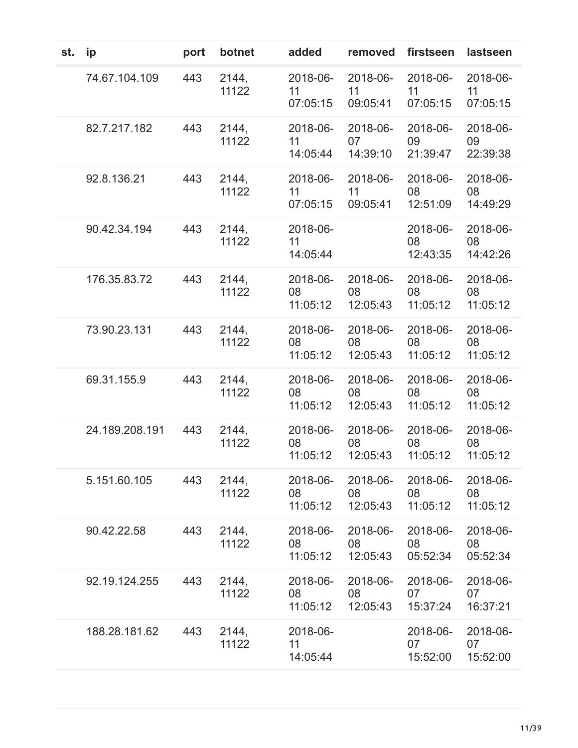| st. | ip | port | botnet | added | removed | firstseen | lastseen |
|---|---|---|---|---|---|---|---|
| | 74.67.104.109 | 443 | 2144, 11122 | 2018-06-11 07:05:15 | 2018-06-11 09:05:41 | 2018-06-11 07:05:15 | 2018-06-11 07:05:15 |
| | 82.7.217.182 | 443 | 2144, 11122 | 2018-06-11 14:05:44 | 2018-06-07 14:39:10 | 2018-06-09 21:39:47 | 2018-06-09 22:39:38 |
| | 92.8.136.21 | 443 | 2144, 11122 | 2018-06-11 07:05:15 | 2018-06-11 09:05:41 | 2018-06-08 12:51:09 | 2018-06-08 14:49:29 |
| | 90.42.34.194 | 443 | 2144, 11122 | 2018-06-11 14:05:44 | | 2018-06-08 12:43:35 | 2018-06-08 14:42:26 |
| | 176.35.83.72 | 443 | 2144, 11122 | 2018-06-08 11:05:12 | 2018-06-08 12:05:43 | 2018-06-08 11:05:12 | 2018-06-08 11:05:12 |
| | 73.90.23.131 | 443 | 2144, 11122 | 2018-06-08 11:05:12 | 2018-06-08 12:05:43 | 2018-06-08 11:05:12 | 2018-06-08 11:05:12 |
| | 69.31.155.9 | 443 | 2144, 11122 | 2018-06-08 11:05:12 | 2018-06-08 12:05:43 | 2018-06-08 11:05:12 | 2018-06-08 11:05:12 |
| | 24.189.208.191 | 443 | 2144, 11122 | 2018-06-08 11:05:12 | 2018-06-08 12:05:43 | 2018-06-08 11:05:12 | 2018-06-08 11:05:12 |
| | 5.151.60.105 | 443 | 2144, 11122 | 2018-06-08 11:05:12 | 2018-06-08 12:05:43 | 2018-06-08 11:05:12 | 2018-06-08 11:05:12 |
| | 90.42.22.58 | 443 | 2144, 11122 | 2018-06-08 11:05:12 | 2018-06-08 12:05:43 | 2018-06-08 05:52:34 | 2018-06-08 05:52:34 |
| | 92.19.124.255 | 443 | 2144, 11122 | 2018-06-08 11:05:12 | 2018-06-08 12:05:43 | 2018-06-07 15:37:24 | 2018-06-07 16:37:21 |
| | 188.28.181.62 | 443 | 2144, 11122 | 2018-06-11 14:05:44 | | 2018-06-07 15:52:00 | 2018-06-07 15:52:00 |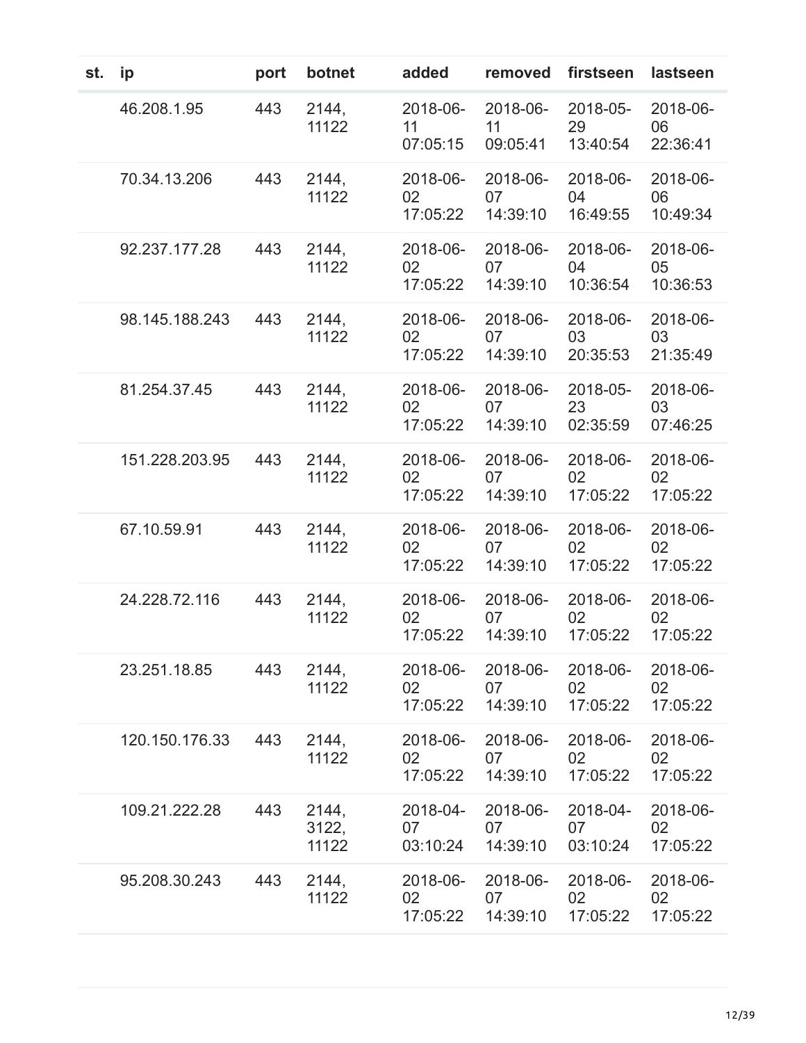| st. | ip | port | botnet | added | removed | firstseen | lastseen |
|---|---|---|---|---|---|---|---|
| | 46.208.1.95 | 443 | 2144, 11122 | 2018-06-11 07:05:15 | 2018-06-11 09:05:41 | 2018-05-29 13:40:54 | 2018-06-06 22:36:41 |
| | 70.34.13.206 | 443 | 2144, 11122 | 2018-06-02 17:05:22 | 2018-06-07 14:39:10 | 2018-06-04 16:49:55 | 2018-06-06 10:49:34 |
| | 92.237.177.28 | 443 | 2144, 11122 | 2018-06-02 17:05:22 | 2018-06-07 14:39:10 | 2018-06-04 10:36:54 | 2018-06-05 10:36:53 |
| | 98.145.188.243 | 443 | 2144, 11122 | 2018-06-02 17:05:22 | 2018-06-07 14:39:10 | 2018-06-03 20:35:53 | 2018-06-03 21:35:49 |
| | 81.254.37.45 | 443 | 2144, 11122 | 2018-06-02 17:05:22 | 2018-06-07 14:39:10 | 2018-05-23 02:35:59 | 2018-06-03 07:46:25 |
| | 151.228.203.95 | 443 | 2144, 11122 | 2018-06-02 17:05:22 | 2018-06-07 14:39:10 | 2018-06-02 17:05:22 | 2018-06-02 17:05:22 |
| | 67.10.59.91 | 443 | 2144, 11122 | 2018-06-02 17:05:22 | 2018-06-07 14:39:10 | 2018-06-02 17:05:22 | 2018-06-02 17:05:22 |
| | 24.228.72.116 | 443 | 2144, 11122 | 2018-06-02 17:05:22 | 2018-06-07 14:39:10 | 2018-06-02 17:05:22 | 2018-06-02 17:05:22 |
| | 23.251.18.85 | 443 | 2144, 11122 | 2018-06-02 17:05:22 | 2018-06-07 14:39:10 | 2018-06-02 17:05:22 | 2018-06-02 17:05:22 |
| | 120.150.176.33 | 443 | 2144, 11122 | 2018-06-02 17:05:22 | 2018-06-07 14:39:10 | 2018-06-02 17:05:22 | 2018-06-02 17:05:22 |
| | 109.21.222.28 | 443 | 2144, 3122, 11122 | 2018-04-07 03:10:24 | 2018-06-07 14:39:10 | 2018-04-07 03:10:24 | 2018-06-02 17:05:22 |
| | 95.208.30.243 | 443 | 2144, 11122 | 2018-06-02 17:05:22 | 2018-06-07 14:39:10 | 2018-06-02 17:05:22 | 2018-06-02 17:05:22 |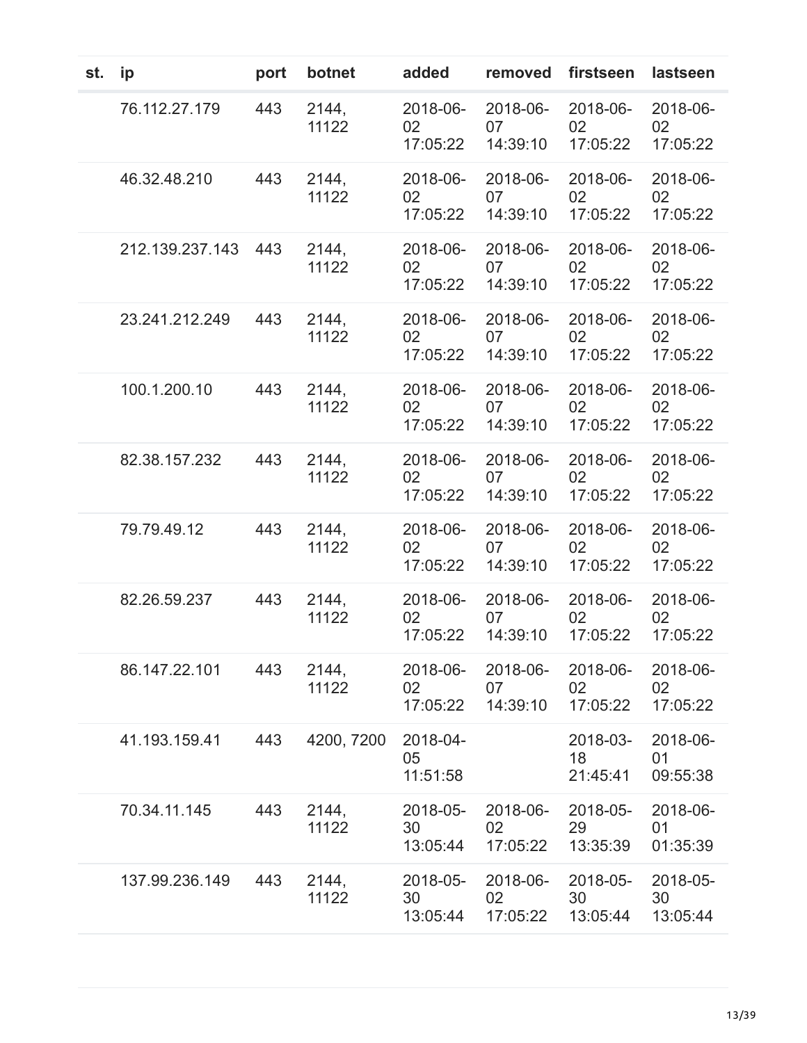| st. | ip | port | botnet | added | removed | firstseen | lastseen |
| --- | --- | --- | --- | --- | --- | --- | --- |
| | 76.112.27.179 | 443 | 2144, 11122 | 2018-06-02 17:05:22 | 2018-06-07 14:39:10 | 2018-06-02 17:05:22 | 2018-06-02 17:05:22 |
| | 46.32.48.210 | 443 | 2144, 11122 | 2018-06-02 17:05:22 | 2018-06-07 14:39:10 | 2018-06-02 17:05:22 | 2018-06-02 17:05:22 |
| | 212.139.237.143 | 443 | 2144, 11122 | 2018-06-02 17:05:22 | 2018-06-07 14:39:10 | 2018-06-02 17:05:22 | 2018-06-02 17:05:22 |
| | 23.241.212.249 | 443 | 2144, 11122 | 2018-06-02 17:05:22 | 2018-06-07 14:39:10 | 2018-06-02 17:05:22 | 2018-06-02 17:05:22 |
| | 100.1.200.10 | 443 | 2144, 11122 | 2018-06-02 17:05:22 | 2018-06-07 14:39:10 | 2018-06-02 17:05:22 | 2018-06-02 17:05:22 |
| | 82.38.157.232 | 443 | 2144, 11122 | 2018-06-02 17:05:22 | 2018-06-07 14:39:10 | 2018-06-02 17:05:22 | 2018-06-02 17:05:22 |
| | 79.79.49.12 | 443 | 2144, 11122 | 2018-06-02 17:05:22 | 2018-06-07 14:39:10 | 2018-06-02 17:05:22 | 2018-06-02 17:05:22 |
| | 82.26.59.237 | 443 | 2144, 11122 | 2018-06-02 17:05:22 | 2018-06-07 14:39:10 | 2018-06-02 17:05:22 | 2018-06-02 17:05:22 |
| | 86.147.22.101 | 443 | 2144, 11122 | 2018-06-02 17:05:22 | 2018-06-07 14:39:10 | 2018-06-02 17:05:22 | 2018-06-02 17:05:22 |
| | 41.193.159.41 | 443 | 4200, 7200 | 2018-04-05 11:51:58 | | 2018-03-18 21:45:41 | 2018-06-01 09:55:38 |
| | 70.34.11.145 | 443 | 2144, 11122 | 2018-05-30 13:05:44 | 2018-06-02 17:05:22 | 2018-05-29 13:35:39 | 2018-06-01 01:35:39 |
| | 137.99.236.149 | 443 | 2144, 11122 | 2018-05-30 13:05:44 | 2018-06-02 17:05:22 | 2018-05-30 13:05:44 | 2018-05-30 13:05:44 |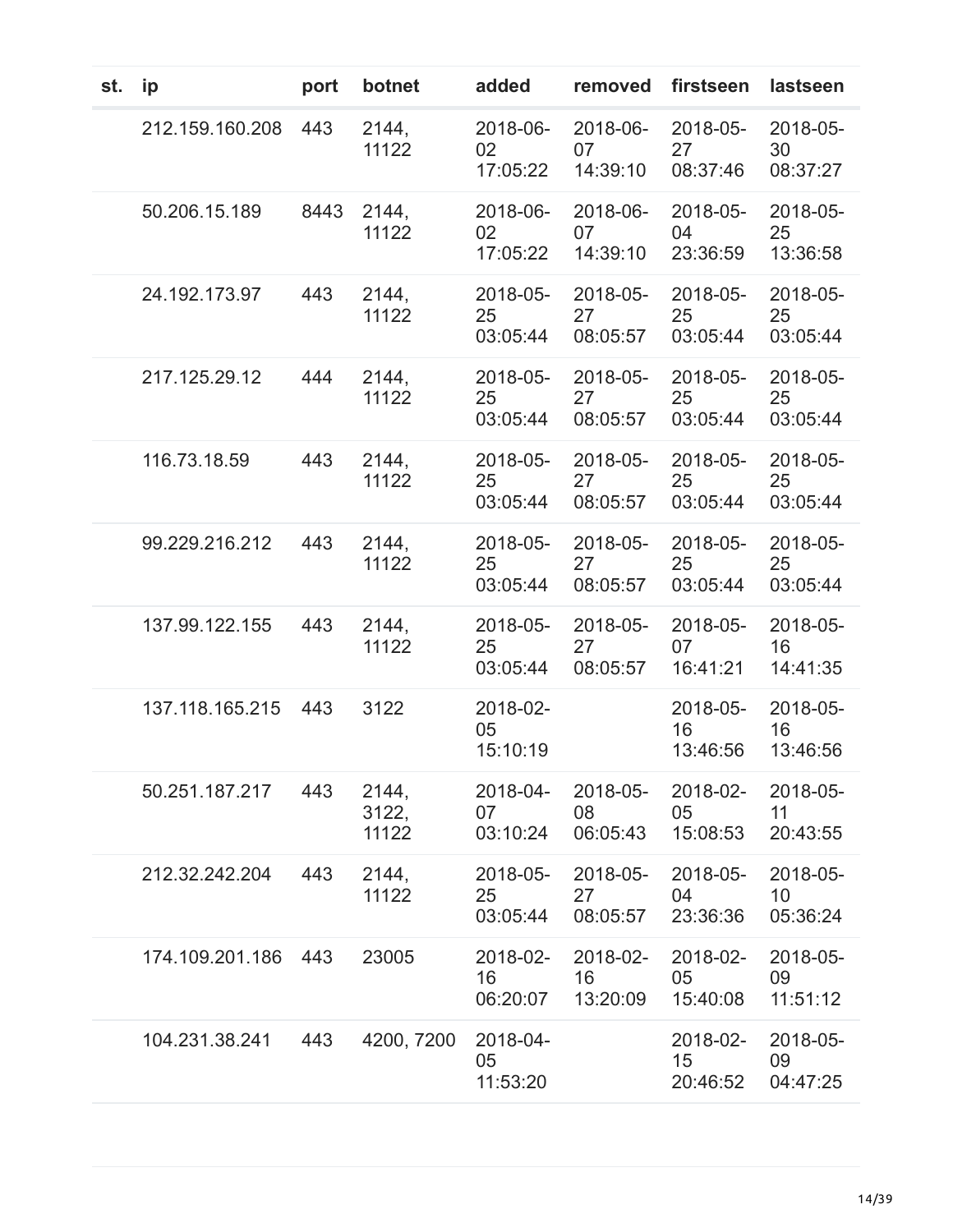| st. | ip | port | botnet | added | removed | firstseen | lastseen |
|---|---|---|---|---|---|---|---|
| | 212.159.160.208 | 443 | 2144, 11122 | 2018-06-02 17:05:22 | 2018-06-07 14:39:10 | 2018-05-27 08:37:46 | 2018-05-30 08:37:27 |
| | 50.206.15.189 | 8443 | 2144, 11122 | 2018-06-02 17:05:22 | 2018-06-07 14:39:10 | 2018-05-04 23:36:59 | 2018-05-25 13:36:58 |
| | 24.192.173.97 | 443 | 2144, 11122 | 2018-05-25 03:05:44 | 2018-05-27 08:05:57 | 2018-05-25 03:05:44 | 2018-05-25 03:05:44 |
| | 217.125.29.12 | 444 | 2144, 11122 | 2018-05-25 03:05:44 | 2018-05-27 08:05:57 | 2018-05-25 03:05:44 | 2018-05-25 03:05:44 |
| | 116.73.18.59 | 443 | 2144, 11122 | 2018-05-25 03:05:44 | 2018-05-27 08:05:57 | 2018-05-25 03:05:44 | 2018-05-25 03:05:44 |
| | 99.229.216.212 | 443 | 2144, 11122 | 2018-05-25 03:05:44 | 2018-05-27 08:05:57 | 2018-05-25 03:05:44 | 2018-05-25 03:05:44 |
| | 137.99.122.155 | 443 | 2144, 11122 | 2018-05-25 03:05:44 | 2018-05-27 08:05:57 | 2018-05-07 16:41:21 | 2018-05-16 14:41:35 |
| | 137.118.165.215 | 443 | 3122 | 2018-02-05 15:10:19 | | 2018-05-16 13:46:56 | 2018-05-16 13:46:56 |
| | 50.251.187.217 | 443 | 2144, 3122, 11122 | 2018-04-07 03:10:24 | 2018-05-08 06:05:43 | 2018-02-05 15:08:53 | 2018-05-11 20:43:55 |
| | 212.32.242.204 | 443 | 2144, 11122 | 2018-05-25 03:05:44 | 2018-05-27 08:05:57 | 2018-05-04 23:36:36 | 2018-05-10 05:36:24 |
| | 174.109.201.186 | 443 | 23005 | 2018-02-16 06:20:07 | 2018-02-16 13:20:09 | 2018-02-05 15:40:08 | 2018-05-09 11:51:12 |
| | 104.231.38.241 | 443 | 4200, 7200 | 2018-04-05 11:53:20 | | 2018-02-15 20:46:52 | 2018-05-09 04:47:25 |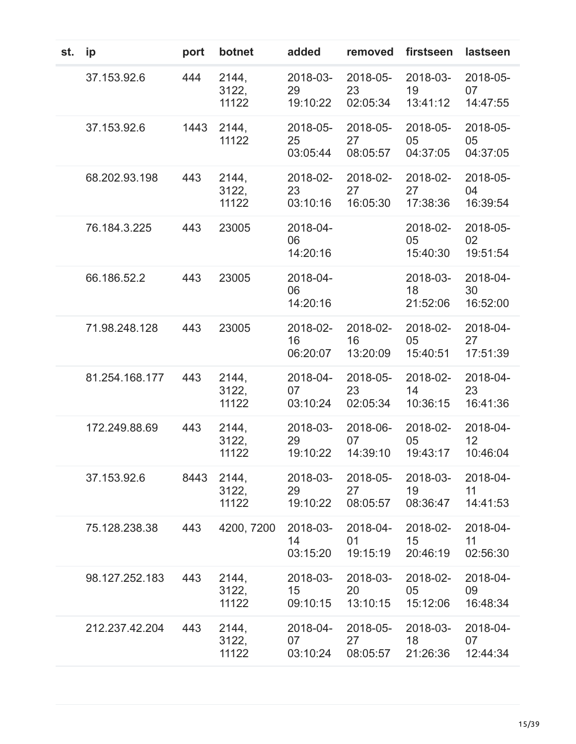| st. | ip | port | botnet | added | removed | firstseen | lastseen |
|---|---|---|---|---|---|---|---|
| | 37.153.92.6 | 444 | 2144, 3122, 11122 | 2018-03-29 19:10:22 | 2018-05-23 02:05:34 | 2018-03-19 13:41:12 | 2018-05-07 14:47:55 |
| | 37.153.92.6 | 1443 | 2144, 11122 | 2018-05-25 03:05:44 | 2018-05-27 08:05:57 | 2018-05-05 04:37:05 | 2018-05-05 04:37:05 |
| | 68.202.93.198 | 443 | 2144, 3122, 11122 | 2018-02-23 03:10:16 | 2018-02-27 16:05:30 | 2018-02-27 17:38:36 | 2018-05-04 16:39:54 |
| | 76.184.3.225 | 443 | 23005 | 2018-04-06 14:20:16 | | 2018-02-05 15:40:30 | 2018-05-02 19:51:54 |
| | 66.186.52.2 | 443 | 23005 | 2018-04-06 14:20:16 | | 2018-03-18 21:52:06 | 2018-04-30 16:52:00 |
| | 71.98.248.128 | 443 | 23005 | 2018-02-16 06:20:07 | 2018-02-16 13:20:09 | 2018-02-05 15:40:51 | 2018-04-27 17:51:39 |
| | 81.254.168.177 | 443 | 2144, 3122, 11122 | 2018-04-07 03:10:24 | 2018-05-23 02:05:34 | 2018-02-14 10:36:15 | 2018-04-23 16:41:36 |
| | 172.249.88.69 | 443 | 2144, 3122, 11122 | 2018-03-29 19:10:22 | 2018-06-07 14:39:10 | 2018-02-05 19:43:17 | 2018-04-12 10:46:04 |
| | 37.153.92.6 | 8443 | 2144, 3122, 11122 | 2018-03-29 19:10:22 | 2018-05-27 08:05:57 | 2018-03-19 08:36:47 | 2018-04-11 14:41:53 |
| | 75.128.238.38 | 443 | 4200, 7200 | 2018-03-14 03:15:20 | 2018-04-01 19:15:19 | 2018-02-15 20:46:19 | 2018-04-11 02:56:30 |
| | 98.127.252.183 | 443 | 2144, 3122, 11122 | 2018-03-15 09:10:15 | 2018-03-20 13:10:15 | 2018-02-05 15:12:06 | 2018-04-09 16:48:34 |
| | 212.237.42.204 | 443 | 2144, 3122, 11122 | 2018-04-07 03:10:24 | 2018-05-27 08:05:57 | 2018-03-18 21:26:36 | 2018-04-07 12:44:34 |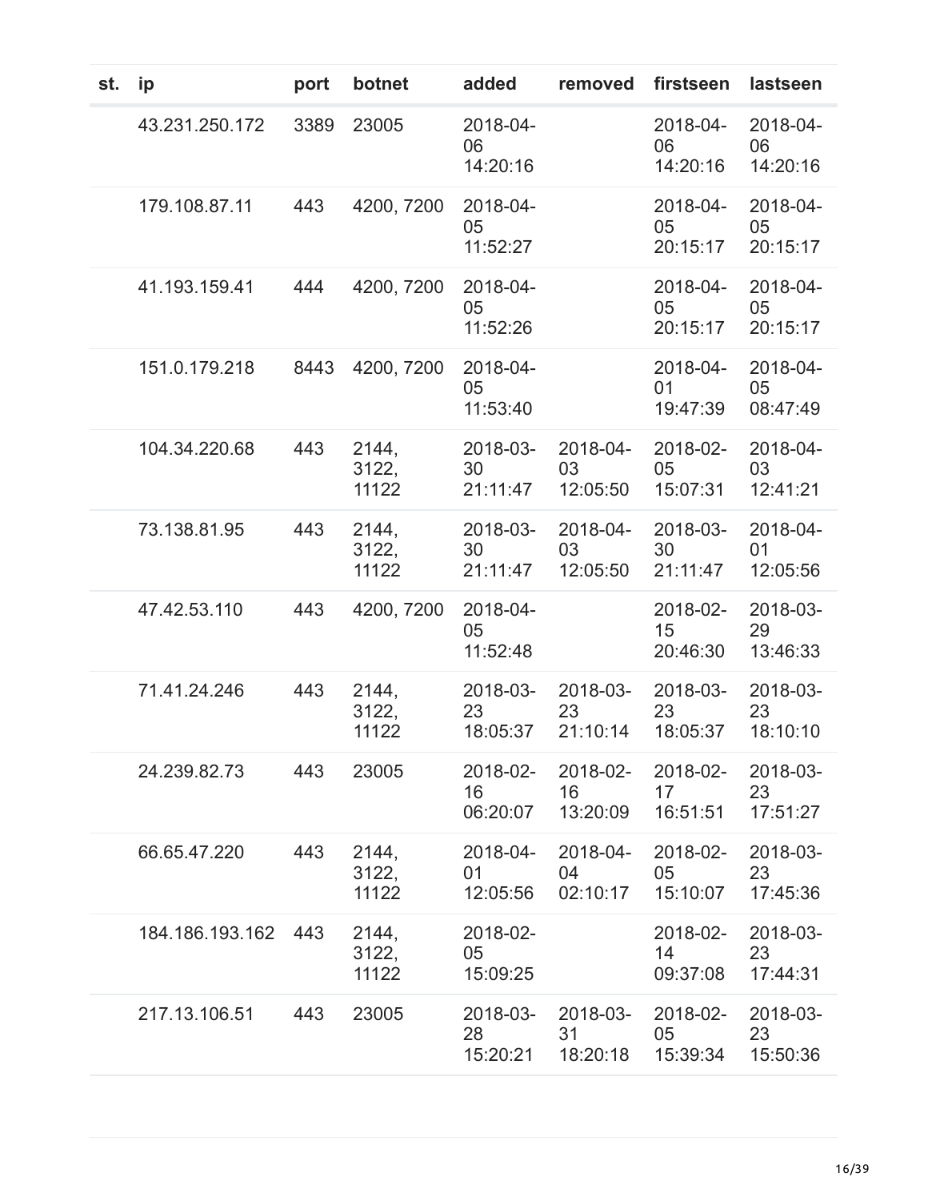| st. | ip | port | botnet | added | removed | firstseen | lastseen |
|---|---|---|---|---|---|---|---|
| | 43.231.250.172 | 3389 | 23005 | 2018-04-06 14:20:16 | | 2018-04-06 14:20:16 | 2018-04-06 14:20:16 |
| | 179.108.87.11 | 443 | 4200, 7200 | 2018-04-05 11:52:27 | | 2018-04-05 20:15:17 | 2018-04-05 20:15:17 |
| | 41.193.159.41 | 444 | 4200, 7200 | 2018-04-05 11:52:26 | | 2018-04-05 20:15:17 | 2018-04-05 20:15:17 |
| | 151.0.179.218 | 8443 | 4200, 7200 | 2018-04-05 11:53:40 | | 2018-04-01 19:47:39 | 2018-04-05 08:47:49 |
| | 104.34.220.68 | 443 | 2144, 3122, 11122 | 2018-03-30 21:11:47 | 2018-04-03 12:05:50 | 2018-02-05 15:07:31 | 2018-04-03 12:41:21 |
| | 73.138.81.95 | 443 | 2144, 3122, 11122 | 2018-03-30 21:11:47 | 2018-04-03 12:05:50 | 2018-03-30 21:11:47 | 2018-04-01 12:05:56 |
| | 47.42.53.110 | 443 | 4200, 7200 | 2018-04-05 11:52:48 | | 2018-02-15 20:46:30 | 2018-03-29 13:46:33 |
| | 71.41.24.246 | 443 | 2144, 3122, 11122 | 2018-03-23 18:05:37 | 2018-03-23 21:10:14 | 2018-03-23 18:05:37 | 2018-03-23 18:10:10 |
| | 24.239.82.73 | 443 | 23005 | 2018-02-16 06:20:07 | 2018-02-16 13:20:09 | 2018-02-17 16:51:51 | 2018-03-23 17:51:27 |
| | 66.65.47.220 | 443 | 2144, 3122, 11122 | 2018-04-01 12:05:56 | 2018-04-04 02:10:17 | 2018-02-05 15:10:07 | 2018-03-23 17:45:36 |
| | 184.186.193.162 | 443 | 2144, 3122, 11122 | 2018-02-05 15:09:25 | | 2018-02-14 09:37:08 | 2018-03-23 17:44:31 |
| | 217.13.106.51 | 443 | 23005 | 2018-03-28 15:20:21 | 2018-03-31 18:20:18 | 2018-02-05 15:39:34 | 2018-03-23 15:50:36 |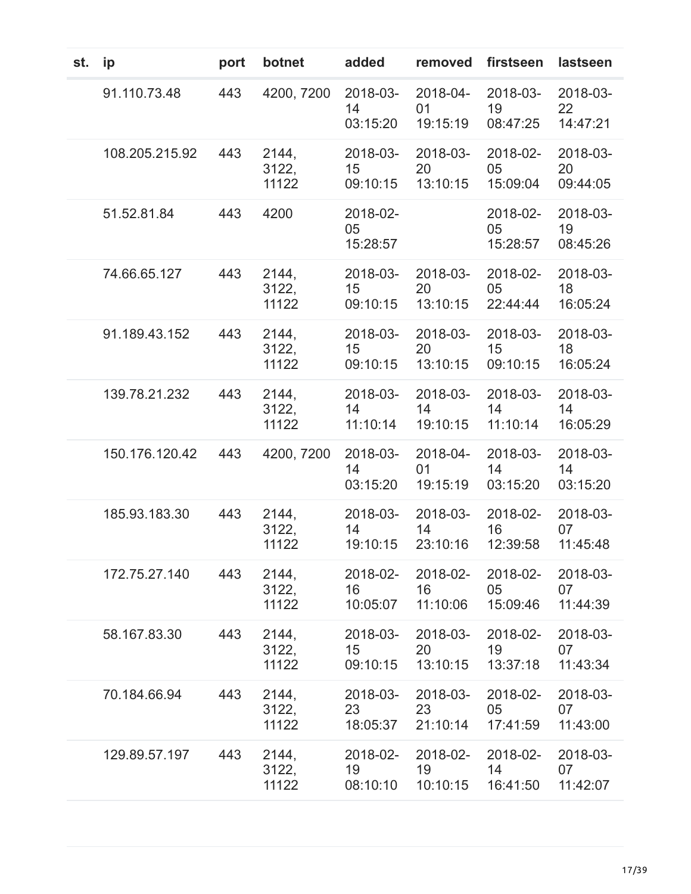| st. | ip | port | botnet | added | removed | firstseen | lastseen |
|---|---|---|---|---|---|---|---|
| | 91.110.73.48 | 443 | 4200, 7200 | 2018-03-14 03:15:20 | 2018-04-01 19:15:19 | 2018-03-19 08:47:25 | 2018-03-22 14:47:21 |
| | 108.205.215.92 | 443 | 2144, 3122, 11122 | 2018-03-15 09:10:15 | 2018-03-20 13:10:15 | 2018-02-05 15:09:04 | 2018-03-20 09:44:05 |
| | 51.52.81.84 | 443 | 4200 | 2018-02-05 15:28:57 | | 2018-02-05 15:28:57 | 2018-03-19 08:45:26 |
| | 74.66.65.127 | 443 | 2144, 3122, 11122 | 2018-03-15 09:10:15 | 2018-03-20 13:10:15 | 2018-02-05 22:44:44 | 2018-03-18 16:05:24 |
| | 91.189.43.152 | 443 | 2144, 3122, 11122 | 2018-03-15 09:10:15 | 2018-03-20 13:10:15 | 2018-03-15 09:10:15 | 2018-03-18 16:05:24 |
| | 139.78.21.232 | 443 | 2144, 3122, 11122 | 2018-03-14 11:10:14 | 2018-03-14 19:10:15 | 2018-03-14 11:10:14 | 2018-03-14 16:05:29 |
| | 150.176.120.42 | 443 | 4200, 7200 | 2018-03-14 03:15:20 | 2018-04-01 19:15:19 | 2018-03-14 03:15:20 | 2018-03-14 03:15:20 |
| | 185.93.183.30 | 443 | 2144, 3122, 11122 | 2018-03-14 19:10:15 | 2018-03-14 23:10:16 | 2018-02-16 12:39:58 | 2018-03-07 11:45:48 |
| | 172.75.27.140 | 443 | 2144, 3122, 11122 | 2018-02-16 10:05:07 | 2018-02-16 11:10:06 | 2018-02-05 15:09:46 | 2018-03-07 11:44:39 |
| | 58.167.83.30 | 443 | 2144, 3122, 11122 | 2018-03-15 09:10:15 | 2018-03-20 13:10:15 | 2018-02-19 13:37:18 | 2018-03-07 11:43:34 |
| | 70.184.66.94 | 443 | 2144, 3122, 11122 | 2018-03-23 18:05:37 | 2018-03-23 21:10:14 | 2018-02-05 17:41:59 | 2018-03-07 11:43:00 |
| | 129.89.57.197 | 443 | 2144, 3122, 11122 | 2018-02-19 08:10:10 | 2018-02-19 10:10:15 | 2018-02-14 16:41:50 | 2018-03-07 11:42:07 |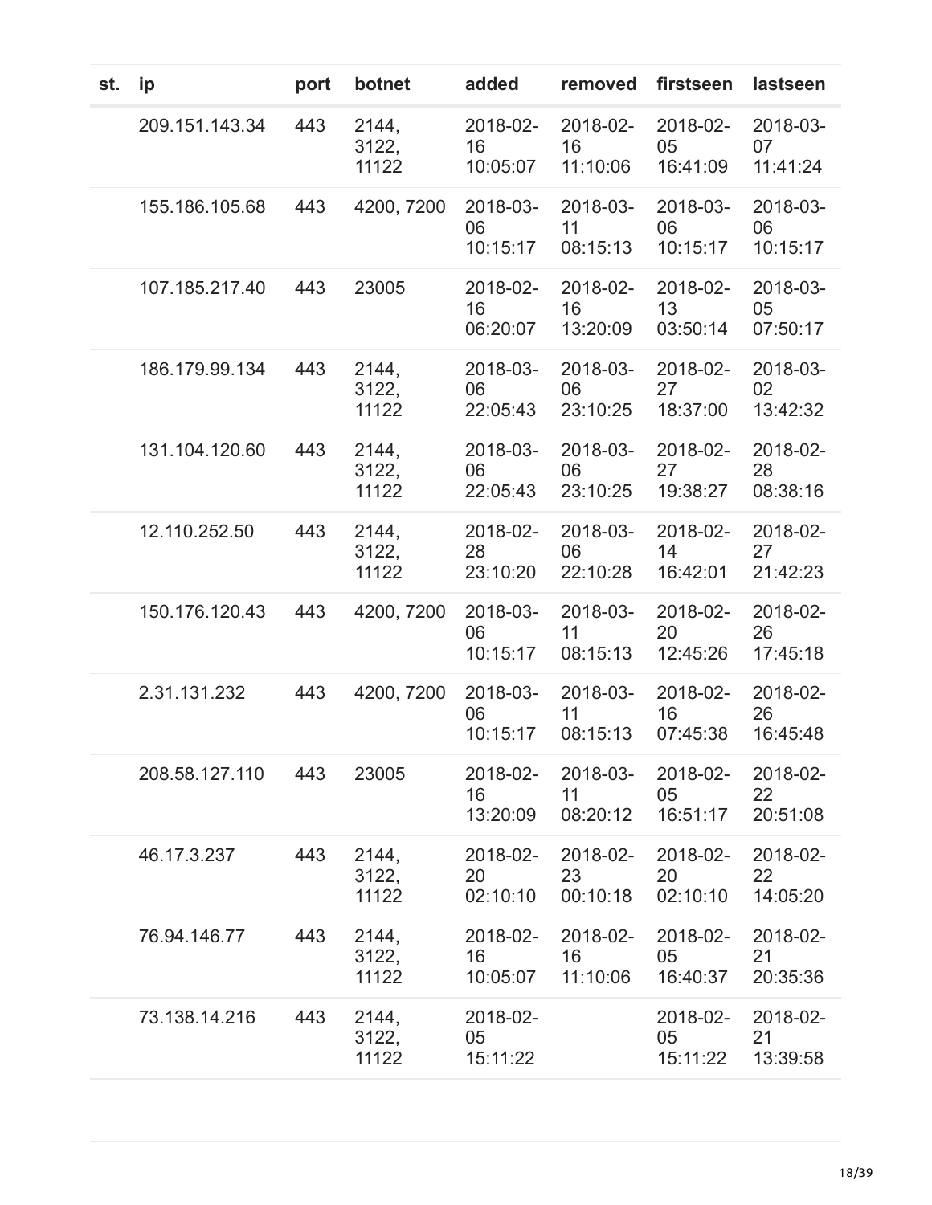| st. | ip | port | botnet | added | removed | firstseen | lastseen |
|---|---|---|---|---|---|---|---|
| | 209.151.143.34 | 443 | 2144, 3122, 11122 | 2018-02-16 10:05:07 | 2018-02-16 11:10:06 | 2018-02-05 16:41:09 | 2018-03-07 11:41:24 |
| | 155.186.105.68 | 443 | 4200, 7200 | 2018-03-06 10:15:17 | 2018-03-11 08:15:13 | 2018-03-06 10:15:17 | 2018-03-06 10:15:17 |
| | 107.185.217.40 | 443 | 23005 | 2018-02-16 06:20:07 | 2018-02-16 13:20:09 | 2018-02-13 03:50:14 | 2018-03-05 07:50:17 |
| | 186.179.99.134 | 443 | 2144, 3122, 11122 | 2018-03-06 22:05:43 | 2018-03-06 23:10:25 | 2018-02-27 18:37:00 | 2018-03-02 13:42:32 |
| | 131.104.120.60 | 443 | 2144, 3122, 11122 | 2018-03-06 22:05:43 | 2018-03-06 23:10:25 | 2018-02-27 19:38:27 | 2018-02-28 08:38:16 |
| | 12.110.252.50 | 443 | 2144, 3122, 11122 | 2018-02-28 23:10:20 | 2018-03-06 22:10:28 | 2018-02-14 16:42:01 | 2018-02-27 21:42:23 |
| | 150.176.120.43 | 443 | 4200, 7200 | 2018-03-06 10:15:17 | 2018-03-11 08:15:13 | 2018-02-20 12:45:26 | 2018-02-26 17:45:18 |
| | 2.31.131.232 | 443 | 4200, 7200 | 2018-03-06 10:15:17 | 2018-03-11 08:15:13 | 2018-02-16 07:45:38 | 2018-02-26 16:45:48 |
| | 208.58.127.110 | 443 | 23005 | 2018-02-16 13:20:09 | 2018-03-11 08:20:12 | 2018-02-05 16:51:17 | 2018-02-22 20:51:08 |
| | 46.17.3.237 | 443 | 2144, 3122, 11122 | 2018-02-20 02:10:10 | 2018-02-23 00:10:18 | 2018-02-20 02:10:10 | 2018-02-22 14:05:20 |
| | 76.94.146.77 | 443 | 2144, 3122, 11122 | 2018-02-16 10:05:07 | 2018-02-16 11:10:06 | 2018-02-05 16:40:37 | 2018-02-21 20:35:36 |
| | 73.138.14.216 | 443 | 2144, 3122, 11122 | 2018-02-05 15:11:22 | | 2018-02-05 15:11:22 | 2018-02-21 13:39:58 |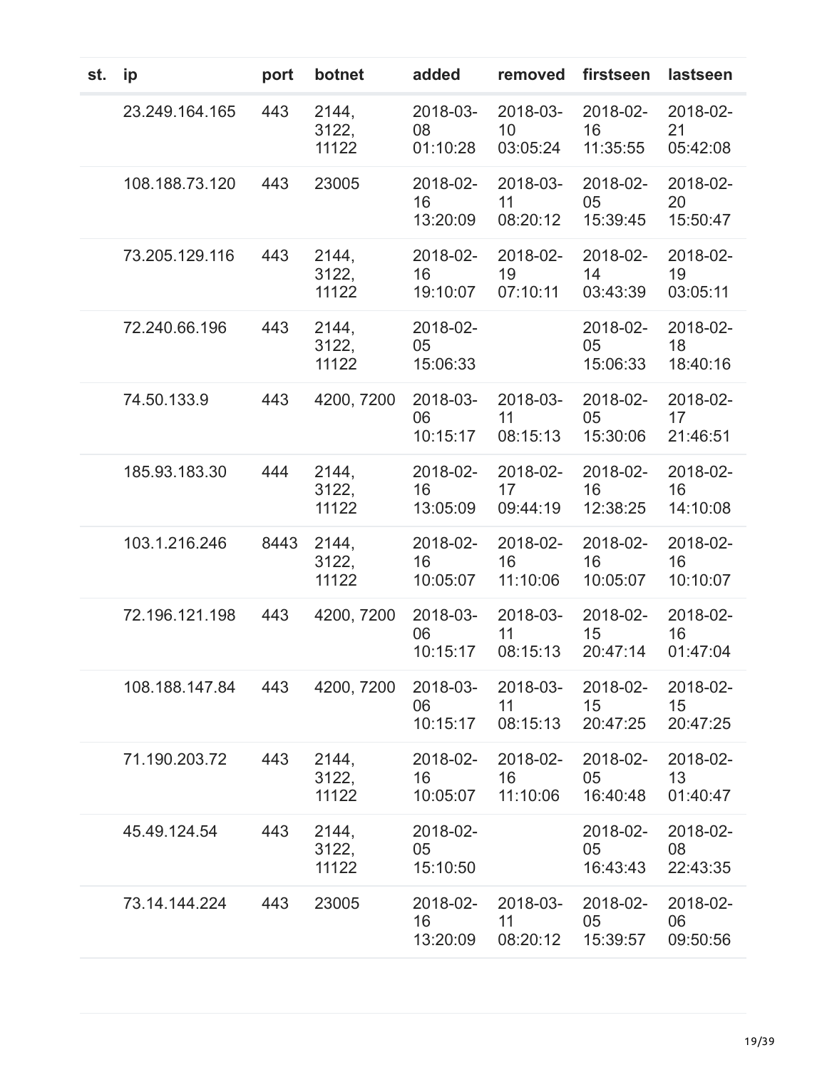| st. | ip | port | botnet | added | removed | firstseen | lastseen |
| --- | --- | --- | --- | --- | --- | --- | --- |
| | 23.249.164.165 | 443 | 2144, 3122, 11122 | 2018-03-08 01:10:28 | 2018-03-10 03:05:24 | 2018-02-16 11:35:55 | 2018-02-21 05:42:08 |
| | 108.188.73.120 | 443 | 23005 | 2018-02-16 13:20:09 | 2018-03-11 08:20:12 | 2018-02-05 15:39:45 | 2018-02-20 15:50:47 |
| | 73.205.129.116 | 443 | 2144, 3122, 11122 | 2018-02-16 19:10:07 | 2018-02-19 07:10:11 | 2018-02-14 03:43:39 | 2018-02-19 03:05:11 |
| | 72.240.66.196 | 443 | 2144, 3122, 11122 | 2018-02-05 15:06:33 | | 2018-02-05 15:06:33 | 2018-02-18 18:40:16 |
| | 74.50.133.9 | 443 | 4200, 7200 | 2018-03-06 10:15:17 | 2018-03-11 08:15:13 | 2018-02-05 15:30:06 | 2018-02-17 21:46:51 |
| | 185.93.183.30 | 444 | 2144, 3122, 11122 | 2018-02-16 13:05:09 | 2018-02-17 09:44:19 | 2018-02-16 12:38:25 | 2018-02-16 14:10:08 |
| | 103.1.216.246 | 8443 | 2144, 3122, 11122 | 2018-02-16 10:05:07 | 2018-02-16 11:10:06 | 2018-02-16 10:05:07 | 2018-02-16 10:10:07 |
| | 72.196.121.198 | 443 | 4200, 7200 | 2018-03-06 10:15:17 | 2018-03-11 08:15:13 | 2018-02-15 20:47:14 | 2018-02-16 01:47:04 |
| | 108.188.147.84 | 443 | 4200, 7200 | 2018-03-06 10:15:17 | 2018-03-11 08:15:13 | 2018-02-15 20:47:25 | 2018-02-15 20:47:25 |
| | 71.190.203.72 | 443 | 2144, 3122, 11122 | 2018-02-16 10:05:07 | 2018-02-16 11:10:06 | 2018-02-05 16:40:48 | 2018-02-13 01:40:47 |
| | 45.49.124.54 | 443 | 2144, 3122, 11122 | 2018-02-05 15:10:50 | | 2018-02-05 16:43:43 | 2018-02-08 22:43:35 |
| | 73.14.144.224 | 443 | 23005 | 2018-02-16 13:20:09 | 2018-03-11 08:20:12 | 2018-02-05 15:39:57 | 2018-02-06 09:50:56 |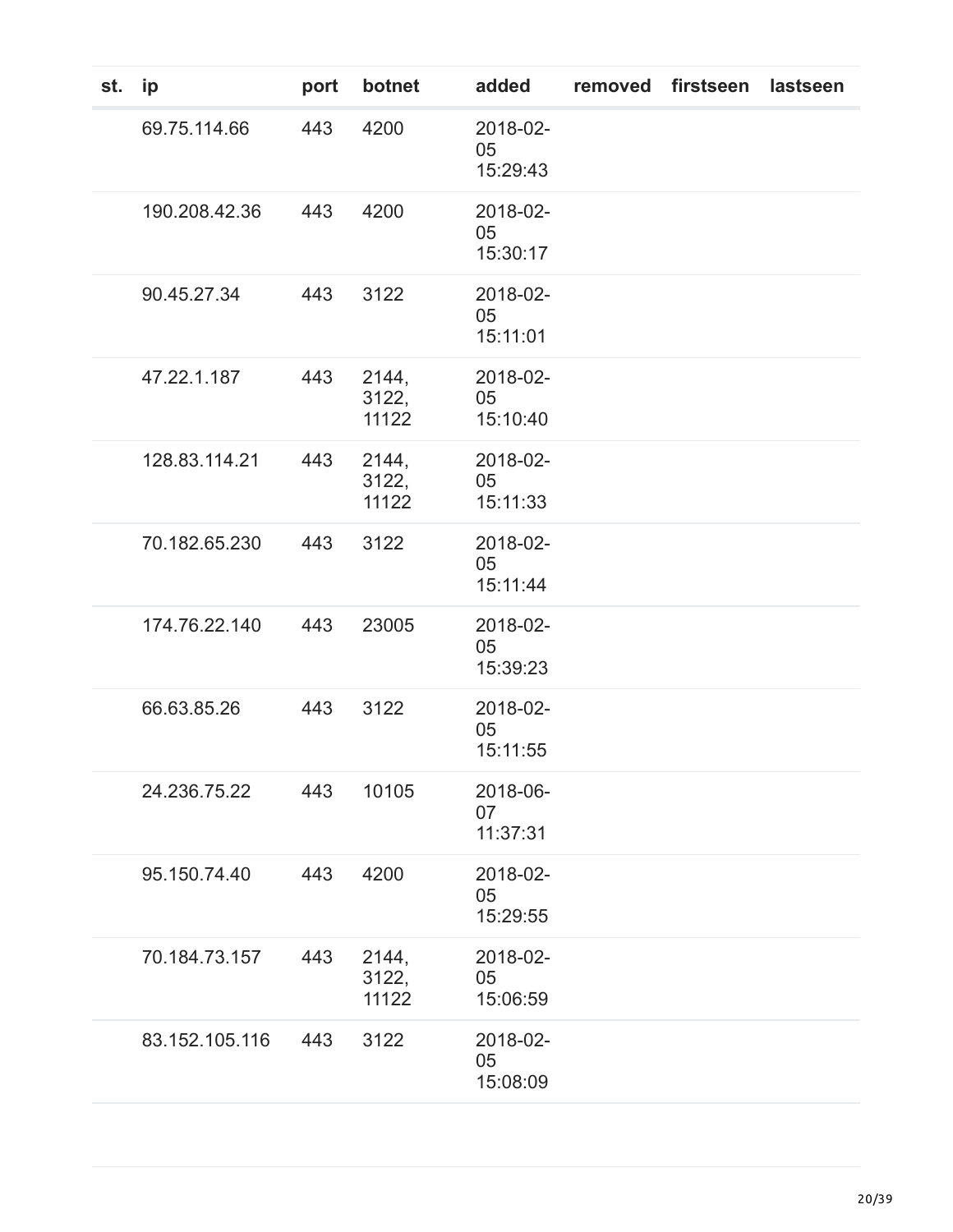| st. | ip | port | botnet | added | removed | firstseen | lastseen |
|---|---|---|---|---|---|---|---|
| | 69.75.114.66 | 443 | 4200 | 2018-02-05 15:29:43 | | | |
| | 190.208.42.36 | 443 | 4200 | 2018-02-05 15:30:17 | | | |
| | 90.45.27.34 | 443 | 3122 | 2018-02-05 15:11:01 | | | |
| | 47.22.1.187 | 443 | 2144, 3122, 11122 | 2018-02-05 15:10:40 | | | |
| | 128.83.114.21 | 443 | 2144, 3122, 11122 | 2018-02-05 15:11:33 | | | |
| | 70.182.65.230 | 443 | 3122 | 2018-02-05 15:11:44 | | | |
| | 174.76.22.140 | 443 | 23005 | 2018-02-05 15:39:23 | | | |
| | 66.63.85.26 | 443 | 3122 | 2018-02-05 15:11:55 | | | |
| | 24.236.75.22 | 443 | 10105 | 2018-06-07 11:37:31 | | | |
| | 95.150.74.40 | 443 | 4200 | 2018-02-05 15:29:55 | | | |
| | 70.184.73.157 | 443 | 2144, 3122, 11122 | 2018-02-05 15:06:59 | | | |
| | 83.152.105.116 | 443 | 3122 | 2018-02-05 15:08:09 | | | |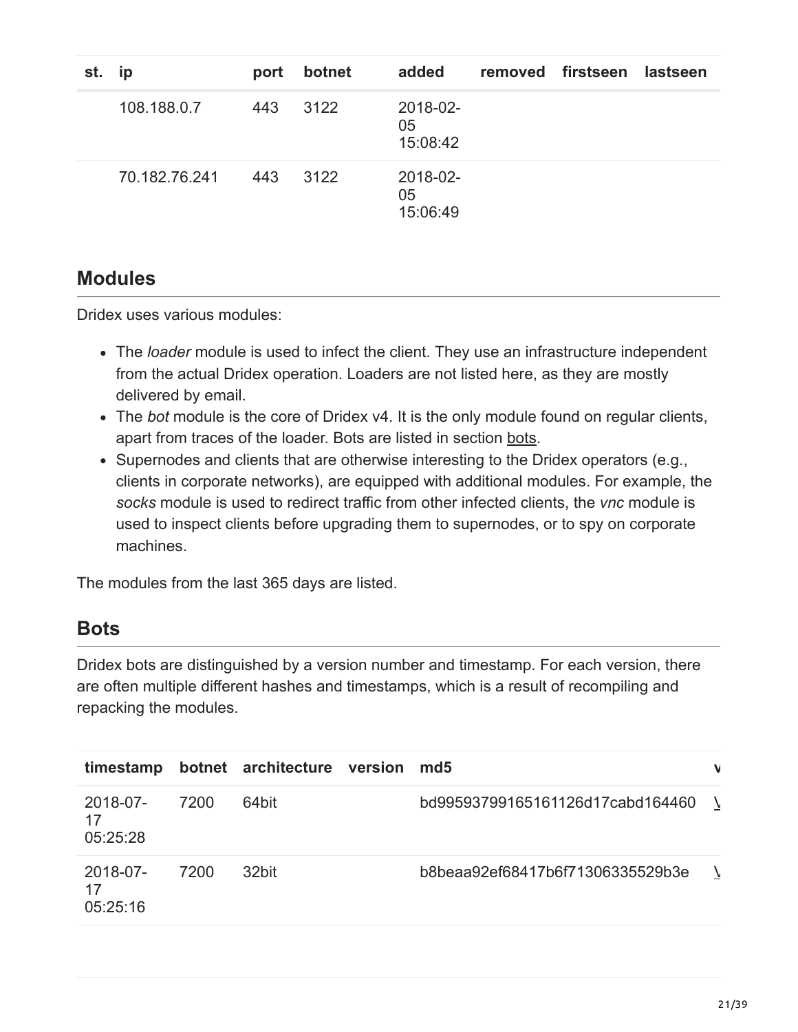| st. | ip | port | botnet | added | removed | firstseen | lastseen |
|---|---|---|---|---|---|---|---|
| | 108.188.0.7 | 443 | 3122 | 2018-02-05 15:08:42 | | | |
| | 70.182.76.241 | 443 | 3122 | 2018-02-05 15:06:49 | | | |

## Modules

Dridex uses various modules:

- The *loader* module is used to infect the client. They use an infrastructure independent from the actual Dridex operation. Loaders are not listed here, as they are mostly delivered by email.
- The *bot* module is the core of Dridex v4. It is the only module found on regular clients, apart from traces of the loader. Bots are listed in section bots.
- Supernodes and clients that are otherwise interesting to the Dridex operators (e.g., clients in corporate networks), are equipped with additional modules. For example, the *socks* module is used to redirect traffic from other infected clients, the *vnc* module is used to inspect clients before upgrading them to supernodes, or to spy on corporate machines.

The modules from the last 365 days are listed.

## Bots

Dridex bots are distinguished by a version number and timestamp. For each version, there are often multiple different hashes and timestamps, which is a result of recompiling and repacking the modules.

| timestamp | botnet | architecture | version | md5 | v |
|---|---|---|---|---|---|
| 2018-07-17 05:25:28 | 7200 | 64bit | | bd99593799165161126d17cabd164460 | V |
| 2018-07-17 05:25:16 | 7200 | 32bit | | b8beaa92ef68417b6f71306335529b3e | V |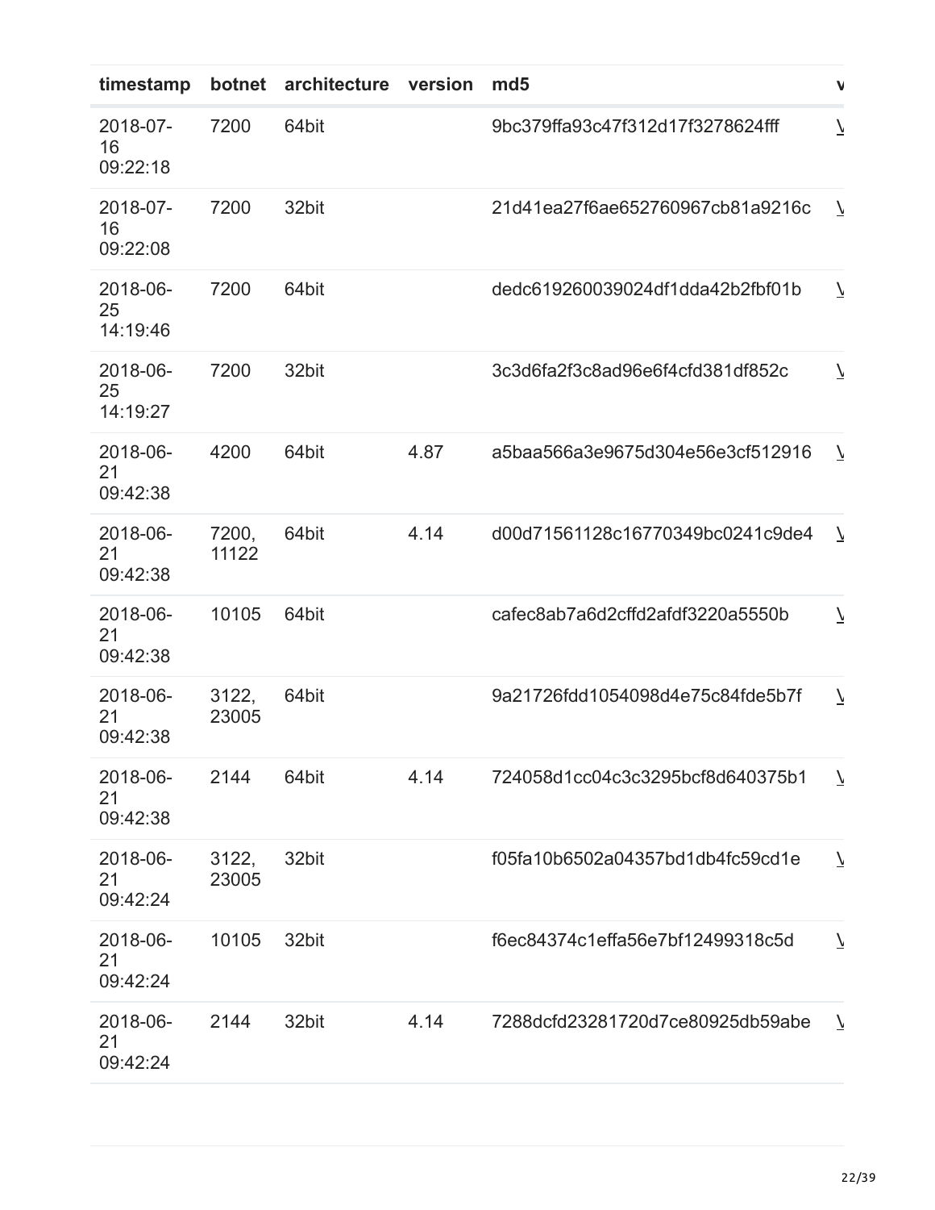| timestamp | botnet | architecture | version | md5 | v |
|---|---|---|---|---|---|
| 2018-07-16 09:22:18 | 7200 | 64bit | | 9bc379ffa93c47f312d17f3278624fff | V |
| 2018-07-16 09:22:08 | 7200 | 32bit | | 21d41ea27f6ae652760967cb81a9216c | V |
| 2018-06-25 14:19:46 | 7200 | 64bit | | dedc619260039024df1dda42b2fbf01b | V |
| 2018-06-25 14:19:27 | 7200 | 32bit | | 3c3d6fa2f3c8ad96e6f4cfd381df852c | V |
| 2018-06-21 09:42:38 | 4200 | 64bit | 4.87 | a5baa566a3e9675d304e56e3cf512916 | V |
| 2018-06-21 09:42:38 | 7200, 11122 | 64bit | 4.14 | d00d71561128c16770349bc0241c9de4 | V |
| 2018-06-21 09:42:38 | 10105 | 64bit | | cafec8ab7a6d2cffd2afdf3220a5550b | V |
| 2018-06-21 09:42:38 | 3122, 23005 | 64bit | | 9a21726fdd1054098d4e75c84fde5b7f | V |
| 2018-06-21 09:42:38 | 2144 | 64bit | 4.14 | 724058d1cc04c3c3295bcf8d640375b1 | V |
| 2018-06-21 09:42:24 | 3122, 23005 | 32bit | | f05fa10b6502a04357bd1db4fc59cd1e | V |
| 2018-06-21 09:42:24 | 10105 | 32bit | | f6ec84374c1effa56e7bf12499318c5d | V |
| 2018-06-21 09:42:24 | 2144 | 32bit | 4.14 | 7288dcfd23281720d7ce80925db59abe | V |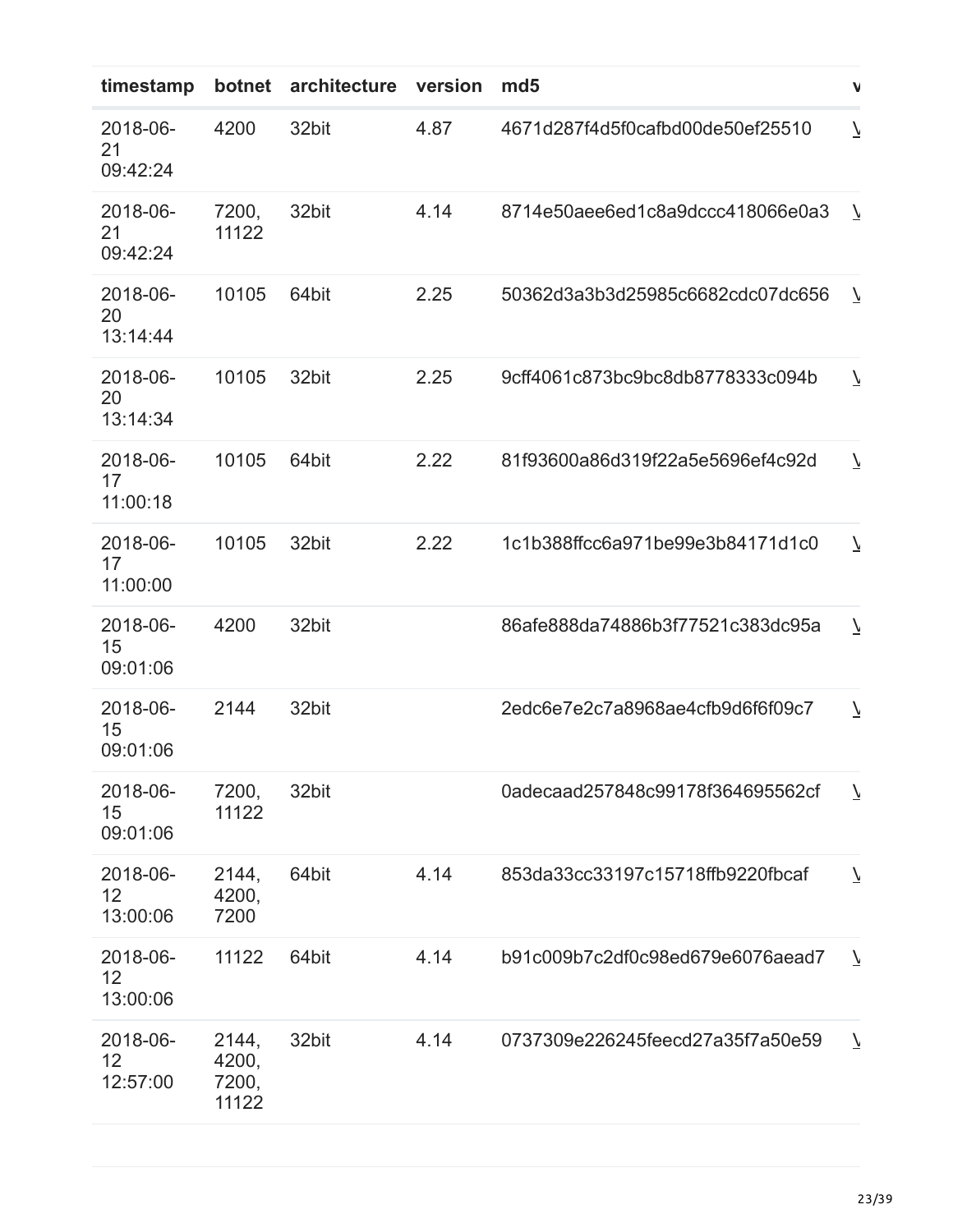| timestamp | botnet | architecture | version | md5 | v |
|---|---|---|---|---|---|
| 2018-06-21 09:42:24 | 4200 | 32bit | 4.87 | 4671d287f4d5f0cafbd00de50ef25510 | V |
| 2018-06-21 09:42:24 | 7200, 11122 | 32bit | 4.14 | 8714e50aee6ed1c8a9dccc418066e0a3 | V |
| 2018-06-20 13:14:44 | 10105 | 64bit | 2.25 | 50362d3a3b3d25985c6682cdc07dc656 | V |
| 2018-06-20 13:14:34 | 10105 | 32bit | 2.25 | 9cff4061c873bc9bc8db8778333c094b | V |
| 2018-06-17 11:00:18 | 10105 | 64bit | 2.22 | 81f93600a86d319f22a5e5696ef4c92d | V |
| 2018-06-17 11:00:00 | 10105 | 32bit | 2.22 | 1c1b388ffcc6a971be99e3b84171d1c0 | V |
| 2018-06-15 09:01:06 | 4200 | 32bit | | 86afe888da74886b3f77521c383dc95a | V |
| 2018-06-15 09:01:06 | 2144 | 32bit | | 2edc6e7e2c7a8968ae4cfb9d6f6f09c7 | V |
| 2018-06-15 09:01:06 | 7200, 11122 | 32bit | | 0adecaad257848c99178f364695562cf | V |
| 2018-06-12 13:00:06 | 2144, 4200, 7200 | 64bit | 4.14 | 853da33cc33197c15718ffb9220fbcaf | V |
| 2018-06-12 13:00:06 | 11122 | 64bit | 4.14 | b91c009b7c2df0c98ed679e6076aead7 | V |
| 2018-06-12 12:57:00 | 2144, 4200, 7200, 11122 | 32bit | 4.14 | 0737309e226245feecd27a35f7a50e59 | V |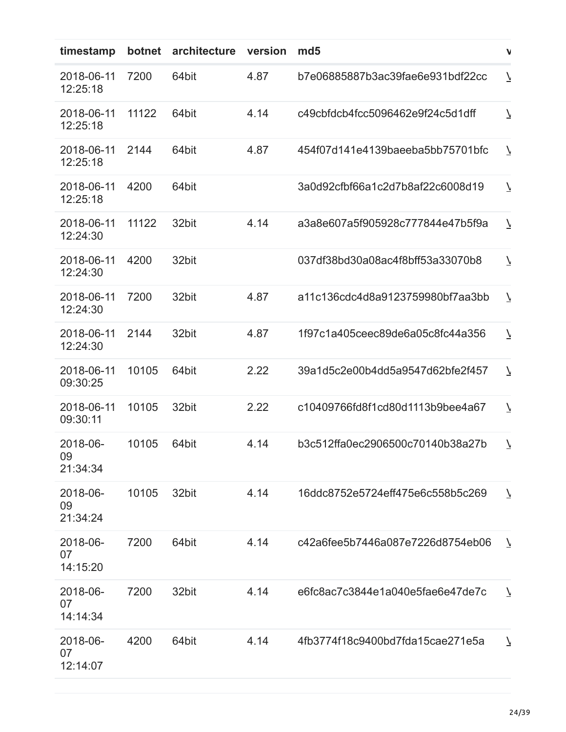| timestamp | botnet | architecture | version | md5 | v |
|---|---|---|---|---|---|
| 2018-06-11 12:25:18 | 7200 | 64bit | 4.87 | b7e06885887b3ac39fae6e931bdf22cc | V |
| 2018-06-11 12:25:18 | 11122 | 64bit | 4.14 | c49cbfdcb4fcc5096462e9f24c5d1dff | V |
| 2018-06-11 12:25:18 | 2144 | 64bit | 4.87 | 454f07d141e4139baeeba5bb75701bfc | V |
| 2018-06-11 12:25:18 | 4200 | 64bit | | 3a0d92cfbf66a1c2d7b8af22c6008d19 | V |
| 2018-06-11 12:24:30 | 11122 | 32bit | 4.14 | a3a8e607a5f905928c777844e47b5f9a | V |
| 2018-06-11 12:24:30 | 4200 | 32bit | | 037df38bd30a08ac4f8bff53a33070b8 | V |
| 2018-06-11 12:24:30 | 7200 | 32bit | 4.87 | a11c136cdc4d8a9123759980bf7aa3bb | V |
| 2018-06-11 12:24:30 | 2144 | 32bit | 4.87 | 1f97c1a405ceec89de6a05c8fc44a356 | V |
| 2018-06-11 09:30:25 | 10105 | 64bit | 2.22 | 39a1d5c2e00b4dd5a9547d62bfe2f457 | V |
| 2018-06-11 09:30:11 | 10105 | 32bit | 2.22 | c10409766fd8f1cd80d1113b9bee4a67 | V |
| 2018-06-09 21:34:34 | 10105 | 64bit | 4.14 | b3c512ffa0ec2906500c70140b38a27b | V |
| 2018-06-09 21:34:24 | 10105 | 32bit | 4.14 | 16ddc8752e5724eff475e6c558b5c269 | V |
| 2018-06-07 14:15:20 | 7200 | 64bit | 4.14 | c42a6fee5b7446a087e7226d8754eb06 | V |
| 2018-06-07 14:14:34 | 7200 | 32bit | 4.14 | e6fc8ac7c3844e1a040e5fae6e47de7c | V |
| 2018-06-07 12:14:07 | 4200 | 64bit | 4.14 | 4fb3774f18c9400bd7fda15cae271e5a | V |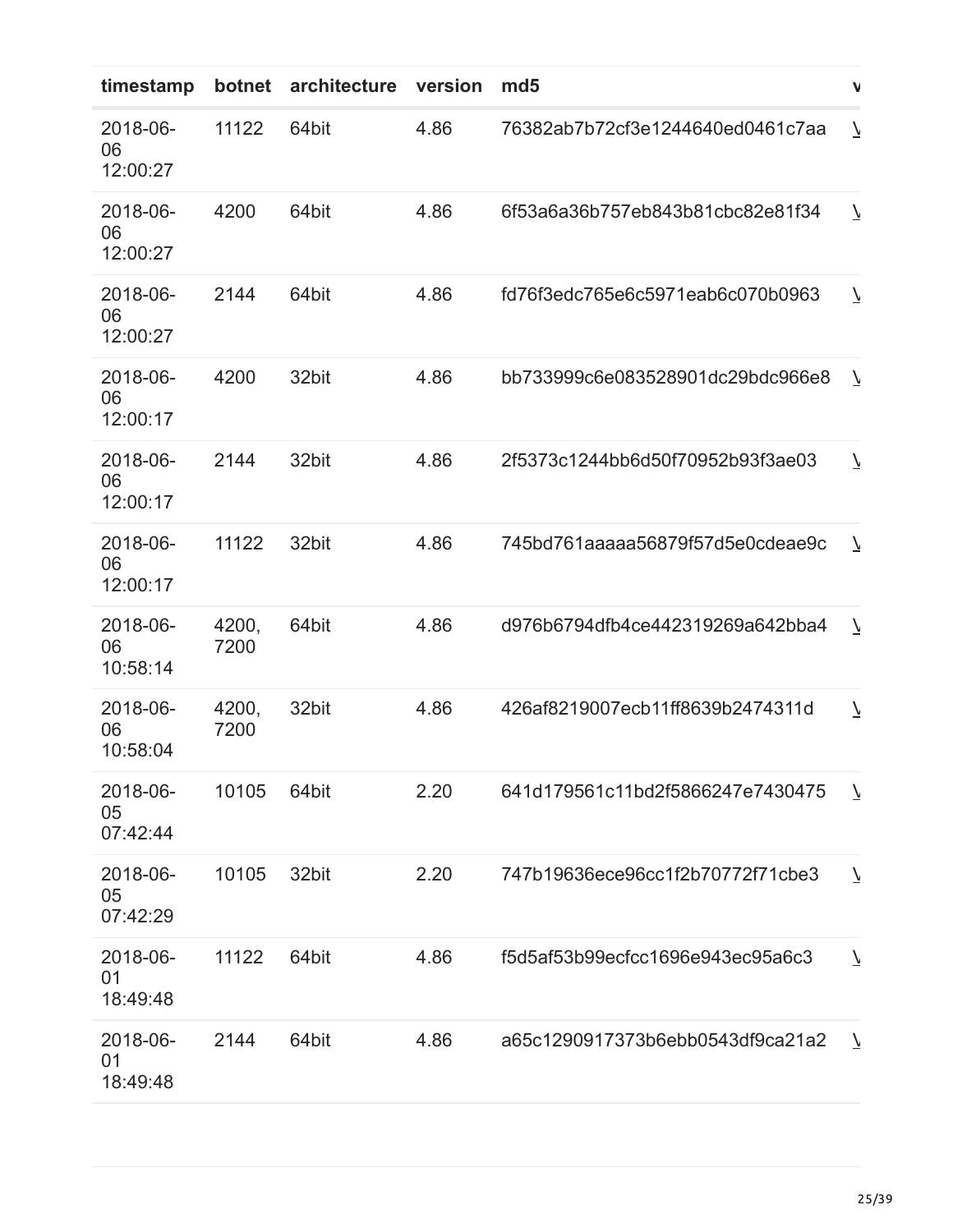| timestamp | botnet | architecture | version | md5 | v |
| --- | --- | --- | --- | --- | --- |
| 2018-06-06 12:00:27 | 11122 | 64bit | 4.86 | 76382ab7b72cf3e1244640ed0461c7aa | V |
| 2018-06-06 12:00:27 | 4200 | 64bit | 4.86 | 6f53a6a36b757eb843b81cbc82e81f34 | V |
| 2018-06-06 12:00:27 | 2144 | 64bit | 4.86 | fd76f3edc765e6c5971eab6c070b0963 | V |
| 2018-06-06 12:00:17 | 4200 | 32bit | 4.86 | bb733999c6e083528901dc29bdc966e8 | V |
| 2018-06-06 12:00:17 | 2144 | 32bit | 4.86 | 2f5373c1244bb6d50f70952b93f3ae03 | V |
| 2018-06-06 12:00:17 | 11122 | 32bit | 4.86 | 745bd761aaaaa56879f57d5e0cdeae9c | V |
| 2018-06-06 10:58:14 | 4200, 7200 | 64bit | 4.86 | d976b6794dfb4ce442319269a642bba4 | V |
| 2018-06-06 10:58:04 | 4200, 7200 | 32bit | 4.86 | 426af8219007ecb11ff8639b2474311d | V |
| 2018-06-05 07:42:44 | 10105 | 64bit | 2.20 | 641d179561c11bd2f5866247e7430475 | V |
| 2018-06-05 07:42:29 | 10105 | 32bit | 2.20 | 747b19636ece96cc1f2b70772f71cbe3 | V |
| 2018-06-01 18:49:48 | 11122 | 64bit | 4.86 | f5d5af53b99ecfcc1696e943ec95a6c3 | V |
| 2018-06-01 18:49:48 | 2144 | 64bit | 4.86 | a65c1290917373b6ebb0543df9ca21a2 | V |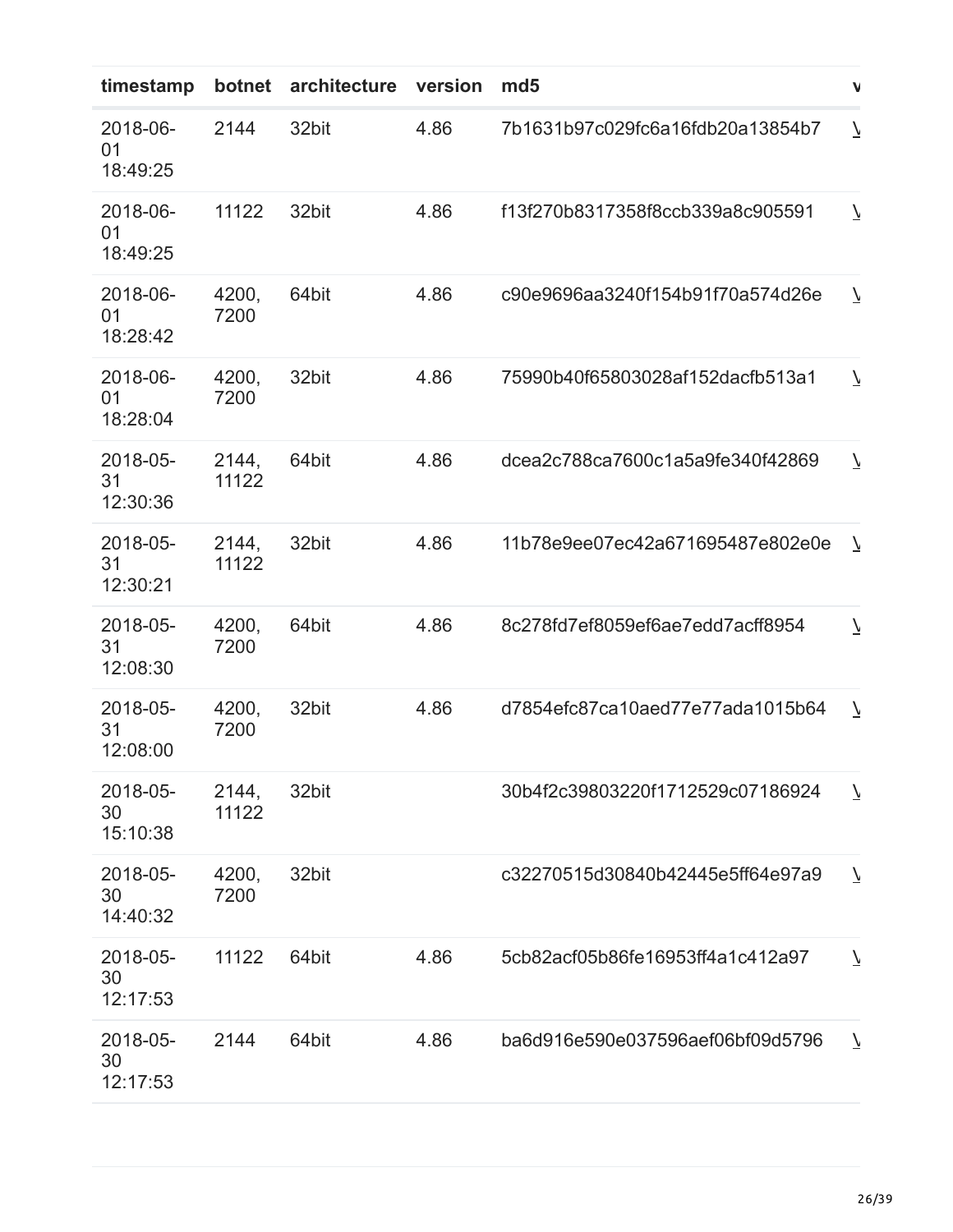| timestamp | botnet | architecture | version | md5 | v |
|---|---|---|---|---|---|
| 2018-06-01 18:49:25 | 2144 | 32bit | 4.86 | 7b1631b97c029fc6a16fdb20a13854b7 | V |
| 2018-06-01 18:49:25 | 11122 | 32bit | 4.86 | f13f270b8317358f8ccb339a8c905591 | V |
| 2018-06-01 18:28:42 | 4200, 7200 | 64bit | 4.86 | c90e9696aa3240f154b91f70a574d26e | V |
| 2018-06-01 18:28:04 | 4200, 7200 | 32bit | 4.86 | 75990b40f65803028af152dacfb513a1 | V |
| 2018-05-31 12:30:36 | 2144, 11122 | 64bit | 4.86 | dcea2c788ca7600c1a5a9fe340f42869 | V |
| 2018-05-31 12:30:21 | 2144, 11122 | 32bit | 4.86 | 11b78e9ee07ec42a671695487e802e0e | V |
| 2018-05-31 12:08:30 | 4200, 7200 | 64bit | 4.86 | 8c278fd7ef8059ef6ae7edd7acff8954 | V |
| 2018-05-31 12:08:00 | 4200, 7200 | 32bit | 4.86 | d7854efc87ca10aed77e77ada1015b64 | V |
| 2018-05-30 15:10:38 | 2144, 11122 | 32bit | | 30b4f2c39803220f1712529c07186924 | V |
| 2018-05-30 14:40:32 | 4200, 7200 | 32bit | | c32270515d30840b42445e5ff64e97a9 | V |
| 2018-05-30 12:17:53 | 11122 | 64bit | 4.86 | 5cb82acf05b86fe16953ff4a1c412a97 | V |
| 2018-05-30 12:17:53 | 2144 | 64bit | 4.86 | ba6d916e590e037596aef06bf09d5796 | V |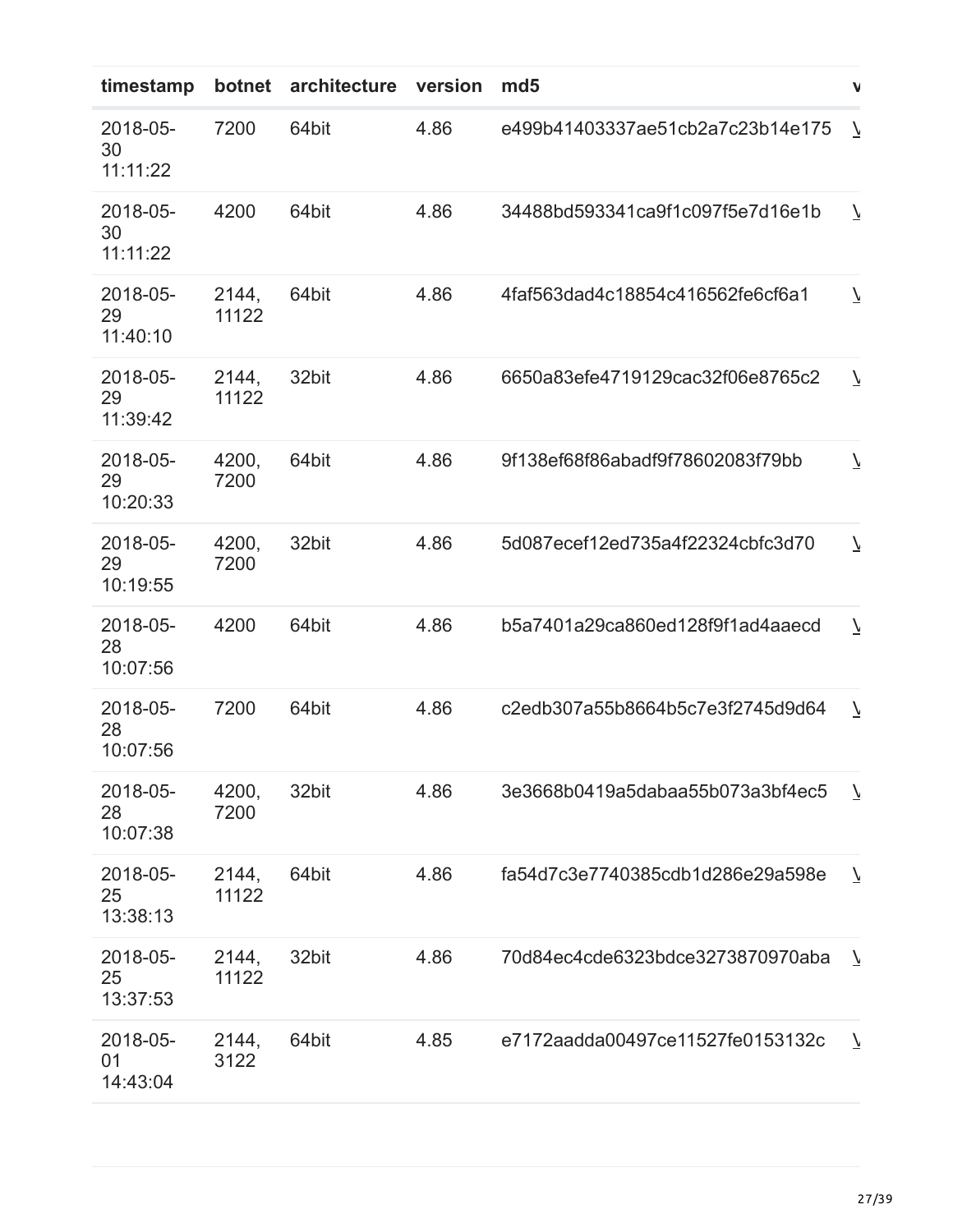| timestamp | botnet | architecture | version | md5 | v |
| --- | --- | --- | --- | --- | --- |
| 2018-05-30 11:11:22 | 7200 | 64bit | 4.86 | e499b41403337ae51cb2a7c23b14e175 | V |
| 2018-05-30 11:11:22 | 4200 | 64bit | 4.86 | 34488bd593341ca9f1c097f5e7d16e1b | V |
| 2018-05-29 11:40:10 | 2144, 11122 | 64bit | 4.86 | 4faf563dad4c18854c416562fe6cf6a1 | V |
| 2018-05-29 11:39:42 | 2144, 11122 | 32bit | 4.86 | 6650a83efe4719129cac32f06e8765c2 | V |
| 2018-05-29 10:20:33 | 4200, 7200 | 64bit | 4.86 | 9f138ef68f86abadf9f78602083f79bb | V |
| 2018-05-29 10:19:55 | 4200, 7200 | 32bit | 4.86 | 5d087ecef12ed735a4f22324cbfc3d70 | V |
| 2018-05-28 10:07:56 | 4200 | 64bit | 4.86 | b5a7401a29ca860ed128f9f1ad4aaecd | V |
| 2018-05-28 10:07:56 | 7200 | 64bit | 4.86 | c2edb307a55b8664b5c7e3f2745d9d64 | V |
| 2018-05-28 10:07:38 | 4200, 7200 | 32bit | 4.86 | 3e3668b0419a5dabaa55b073a3bf4ec5 | V |
| 2018-05-25 13:38:13 | 2144, 11122 | 64bit | 4.86 | fa54d7c3e7740385cdb1d286e29a598e | V |
| 2018-05-25 13:37:53 | 2144, 11122 | 32bit | 4.86 | 70d84ec4cde6323bdce3273870970aba | V |
| 2018-05-01 14:43:04 | 2144, 3122 | 64bit | 4.85 | e7172aadda00497ce11527fe0153132c | V |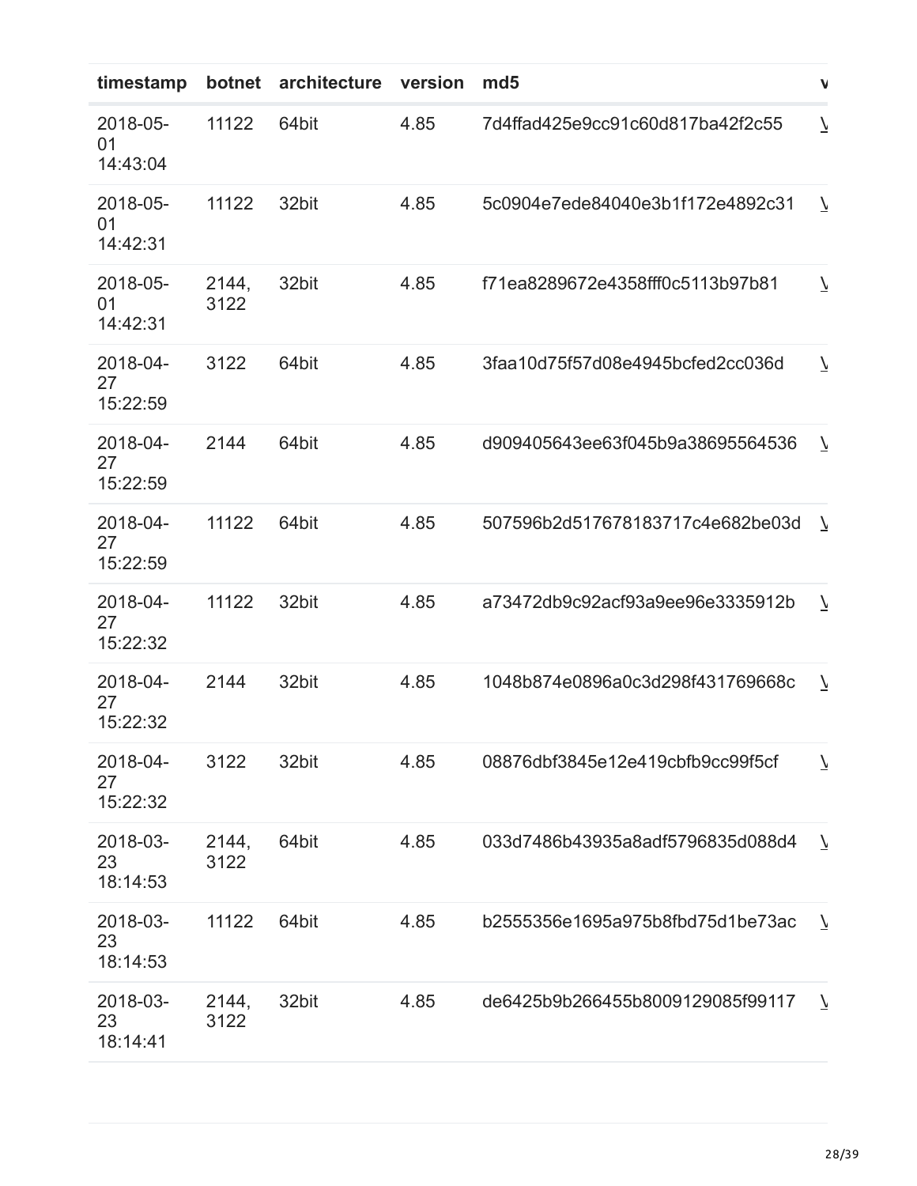| timestamp | botnet | architecture | version | md5 | v |
|---|---|---|---|---|---|
| 2018-05-01 14:43:04 | 11122 | 64bit | 4.85 | 7d4ffad425e9cc91c60d817ba42f2c55 | V |
| 2018-05-01 14:42:31 | 11122 | 32bit | 4.85 | 5c0904e7ede84040e3b1f172e4892c31 | V |
| 2018-05-01 14:42:31 | 2144, 3122 | 32bit | 4.85 | f71ea8289672e4358fff0c5113b97b81 | V |
| 2018-04-27 15:22:59 | 3122 | 64bit | 4.85 | 3faa10d75f57d08e4945bcfed2cc036d | V |
| 2018-04-27 15:22:59 | 2144 | 64bit | 4.85 | d909405643ee63f045b9a38695564536 | V |
| 2018-04-27 15:22:59 | 11122 | 64bit | 4.85 | 507596b2d517678183717c4e682be03d | V |
| 2018-04-27 15:22:32 | 11122 | 32bit | 4.85 | a73472db9c92acf93a9ee96e3335912b | V |
| 2018-04-27 15:22:32 | 2144 | 32bit | 4.85 | 1048b874e0896a0c3d298f431769668c | V |
| 2018-04-27 15:22:32 | 3122 | 32bit | 4.85 | 08876dbf3845e12e419cbfb9cc99f5cf | V |
| 2018-03-23 18:14:53 | 2144, 3122 | 64bit | 4.85 | 033d7486b43935a8adf5796835d088d4 | V |
| 2018-03-23 18:14:53 | 11122 | 64bit | 4.85 | b2555356e1695a975b8fbd75d1be73ac | V |
| 2018-03-23 18:14:41 | 2144, 3122 | 32bit | 4.85 | de6425b9b266455b8009129085f99117 | V |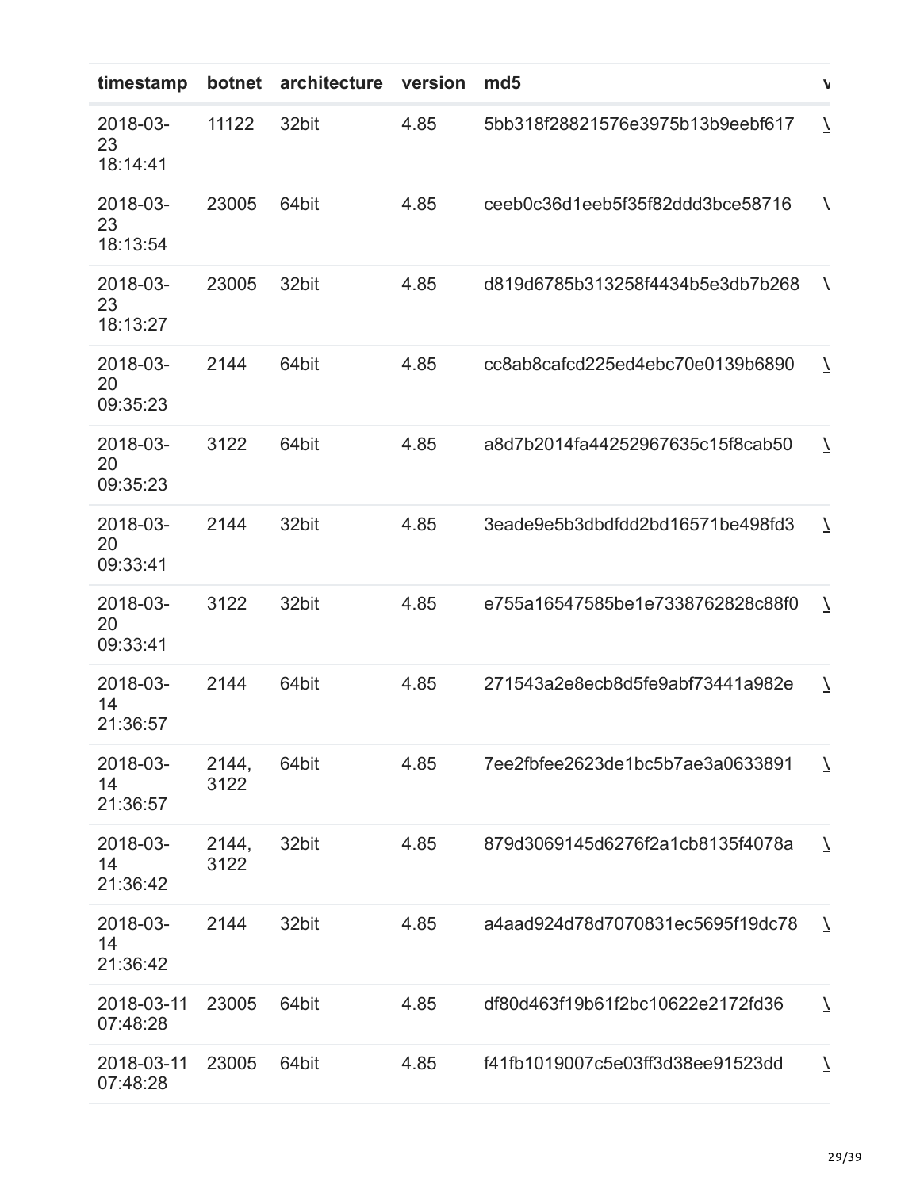| timestamp | botnet | architecture | version | md5 | v |
|---|---|---|---|---|---|
| 2018-03-23 18:14:41 | 11122 | 32bit | 4.85 | 5bb318f28821576e3975b13b9eebf617 | V |
| 2018-03-23 18:13:54 | 23005 | 64bit | 4.85 | ceeb0c36d1eeb5f35f82ddd3bce58716 | V |
| 2018-03-23 18:13:27 | 23005 | 32bit | 4.85 | d819d6785b313258f4434b5e3db7b268 | V |
| 2018-03-20 09:35:23 | 2144 | 64bit | 4.85 | cc8ab8cafcd225ed4ebc70e0139b6890 | V |
| 2018-03-20 09:35:23 | 3122 | 64bit | 4.85 | a8d7b2014fa44252967635c15f8cab50 | V |
| 2018-03-20 09:33:41 | 2144 | 32bit | 4.85 | 3eade9e5b3dbdfdd2bd16571be498fd3 | V |
| 2018-03-20 09:33:41 | 3122 | 32bit | 4.85 | e755a16547585be1e7338762828c88f0 | V |
| 2018-03-14 21:36:57 | 2144 | 64bit | 4.85 | 271543a2e8ecb8d5fe9abf73441a982e | V |
| 2018-03-14 21:36:57 | 2144, 3122 | 64bit | 4.85 | 7ee2fbfee2623de1bc5b7ae3a0633891 | V |
| 2018-03-14 21:36:42 | 2144, 3122 | 32bit | 4.85 | 879d3069145d6276f2a1cb8135f4078a | V |
| 2018-03-14 21:36:42 | 2144 | 32bit | 4.85 | a4aad924d78d7070831ec5695f19dc78 | V |
| 2018-03-11 07:48:28 | 23005 | 64bit | 4.85 | df80d463f19b61f2bc10622e2172fd36 | V |
| 2018-03-11 07:48:28 | 23005 | 64bit | 4.85 | f41fb1019007c5e03ff3d38ee91523dd | V |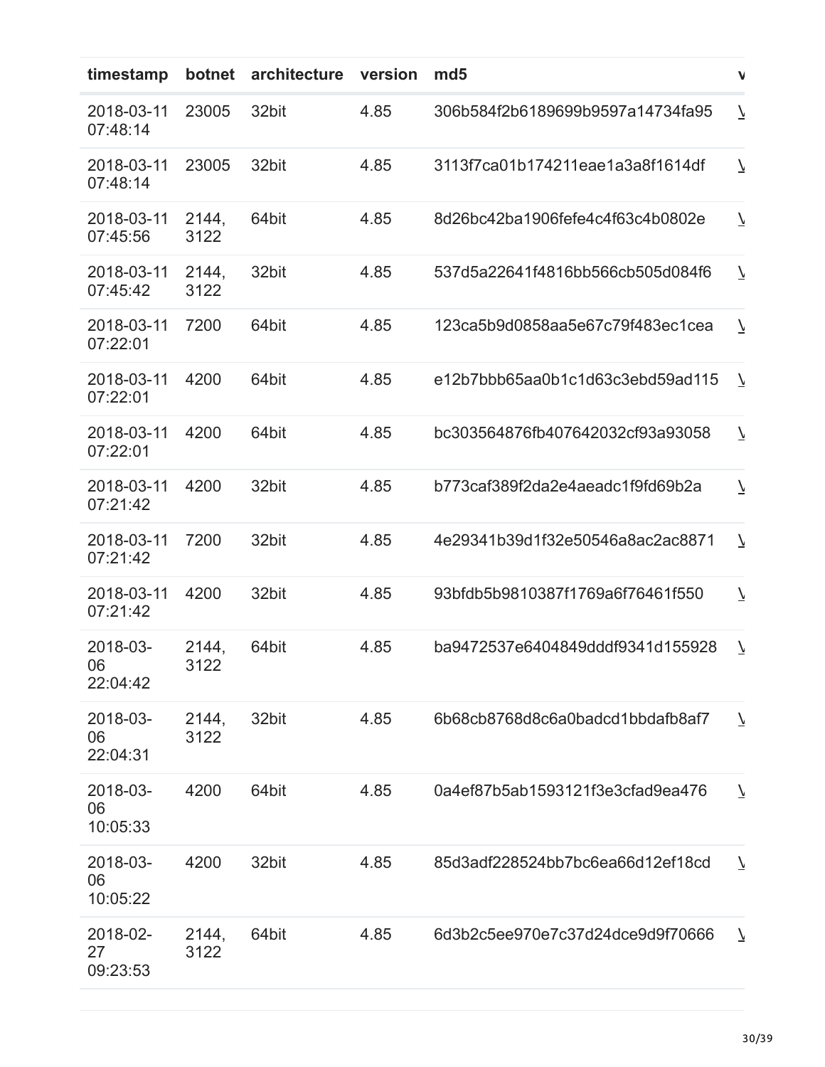| timestamp | botnet | architecture | version | md5 | v |
| --- | --- | --- | --- | --- | --- |
| 2018-03-11 07:48:14 | 23005 | 32bit | 4.85 | 306b584f2b6189699b9597a14734fa95 | \ |
| 2018-03-11 07:48:14 | 23005 | 32bit | 4.85 | 3113f7ca01b174211eae1a3a8f1614df | \ |
| 2018-03-11 07:45:56 | 2144, 3122 | 64bit | 4.85 | 8d26bc42ba1906fefe4c4f63c4b0802e | \ |
| 2018-03-11 07:45:42 | 2144, 3122 | 32bit | 4.85 | 537d5a22641f4816bb566cb505d084f6 | \ |
| 2018-03-11 07:22:01 | 7200 | 64bit | 4.85 | 123ca5b9d0858aa5e67c79f483ec1cea | \ |
| 2018-03-11 07:22:01 | 4200 | 64bit | 4.85 | e12b7bbb65aa0b1c1d63c3ebd59ad115 | \ |
| 2018-03-11 07:22:01 | 4200 | 64bit | 4.85 | bc303564876fb407642032cf93a93058 | \ |
| 2018-03-11 07:21:42 | 4200 | 32bit | 4.85 | b773caf389f2da2e4aeadc1f9fd69b2a | \ |
| 2018-03-11 07:21:42 | 7200 | 32bit | 4.85 | 4e29341b39d1f32e50546a8ac2ac8871 | \ |
| 2018-03-11 07:21:42 | 4200 | 32bit | 4.85 | 93bfdb5b9810387f1769a6f76461f550 | \ |
| 2018-03-06 22:04:42 | 2144, 3122 | 64bit | 4.85 | ba9472537e6404849dddf9341d155928 | \ |
| 2018-03-06 22:04:31 | 2144, 3122 | 32bit | 4.85 | 6b68cb8768d8c6a0badcd1bbdafb8af7 | \ |
| 2018-03-06 10:05:33 | 4200 | 64bit | 4.85 | 0a4ef87b5ab1593121f3e3cfad9ea476 | \ |
| 2018-03-06 10:05:22 | 4200 | 32bit | 4.85 | 85d3adf228524bb7bc6ea66d12ef18cd | \ |
| 2018-02-27 09:23:53 | 2144, 3122 | 64bit | 4.85 | 6d3b2c5ee970e7c37d24dce9d9f70666 | \ |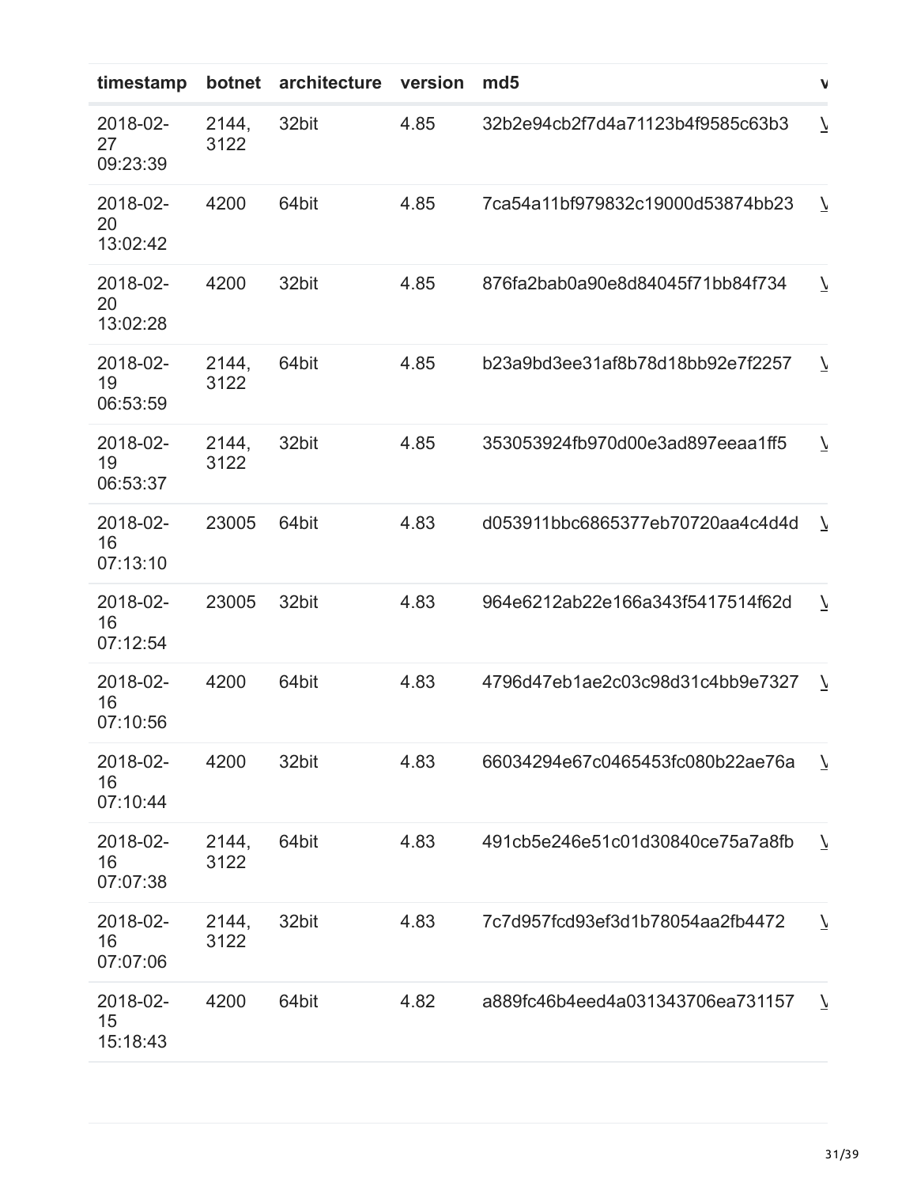| timestamp | botnet | architecture | version | md5 | v |
|---|---|---|---|---|---|
| 2018-02-27 09:23:39 | 2144, 3122 | 32bit | 4.85 | 32b2e94cb2f7d4a71123b4f9585c63b3 | V |
| 2018-02-20 13:02:42 | 4200 | 64bit | 4.85 | 7ca54a11bf979832c19000d53874bb23 | V |
| 2018-02-20 13:02:28 | 4200 | 32bit | 4.85 | 876fa2bab0a90e8d84045f71bb84f734 | V |
| 2018-02-19 06:53:59 | 2144, 3122 | 64bit | 4.85 | b23a9bd3ee31af8b78d18bb92e7f2257 | V |
| 2018-02-19 06:53:37 | 2144, 3122 | 32bit | 4.85 | 353053924fb970d00e3ad897eeaa1ff5 | V |
| 2018-02-16 07:13:10 | 23005 | 64bit | 4.83 | d053911bbc6865377eb70720aa4c4d4d | V |
| 2018-02-16 07:12:54 | 23005 | 32bit | 4.83 | 964e6212ab22e166a343f5417514f62d | V |
| 2018-02-16 07:10:56 | 4200 | 64bit | 4.83 | 4796d47eb1ae2c03c98d31c4bb9e7327 | V |
| 2018-02-16 07:10:44 | 4200 | 32bit | 4.83 | 66034294e67c0465453fc080b22ae76a | V |
| 2018-02-16 07:07:38 | 2144, 3122 | 64bit | 4.83 | 491cb5e246e51c01d30840ce75a7a8fb | V |
| 2018-02-16 07:07:06 | 2144, 3122 | 32bit | 4.83 | 7c7d957fcd93ef3d1b78054aa2fb4472 | V |
| 2018-02-15 15:18:43 | 4200 | 64bit | 4.82 | a889fc46b4eed4a031343706ea731157 | V |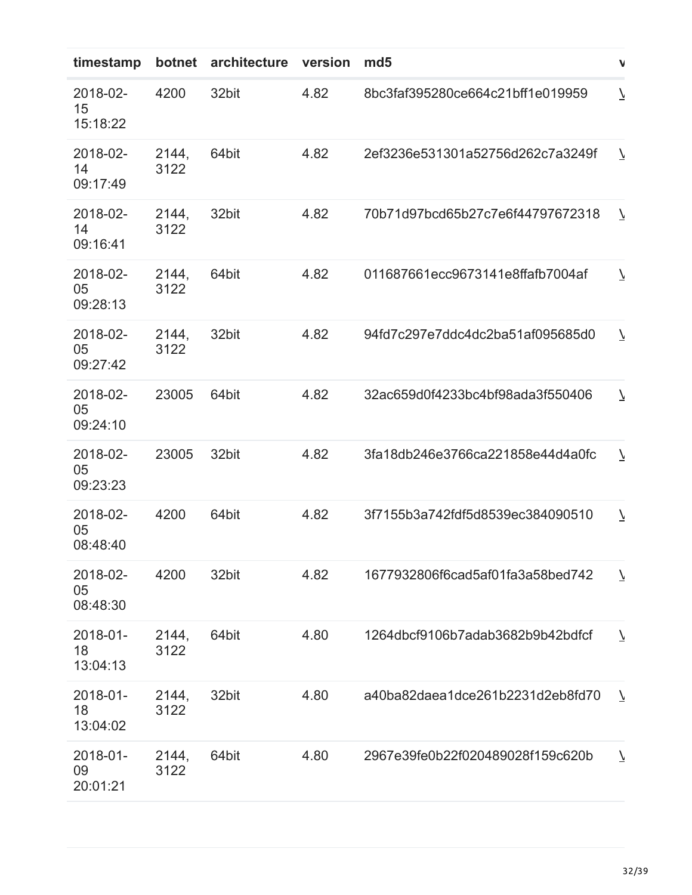| timestamp | botnet | architecture | version | md5 | v |
|---|---|---|---|---|---|
| 2018-02-15 15:18:22 | 4200 | 32bit | 4.82 | 8bc3faf395280ce664c21bff1e019959 | V |
| 2018-02-14 09:17:49 | 2144, 3122 | 64bit | 4.82 | 2ef3236e531301a52756d262c7a3249f | V |
| 2018-02-14 09:16:41 | 2144, 3122 | 32bit | 4.82 | 70b71d97bcd65b27c7e6f44797672318 | V |
| 2018-02-05 09:28:13 | 2144, 3122 | 64bit | 4.82 | 011687661ecc9673141e8ffafb7004af | V |
| 2018-02-05 09:27:42 | 2144, 3122 | 32bit | 4.82 | 94fd7c297e7ddc4dc2ba51af095685d0 | V |
| 2018-02-05 09:24:10 | 23005 | 64bit | 4.82 | 32ac659d0f4233bc4bf98ada3f550406 | V |
| 2018-02-05 09:23:23 | 23005 | 32bit | 4.82 | 3fa18db246e3766ca221858e44d4a0fc | V |
| 2018-02-05 08:48:40 | 4200 | 64bit | 4.82 | 3f7155b3a742fdf5d8539ec384090510 | V |
| 2018-02-05 08:48:30 | 4200 | 32bit | 4.82 | 1677932806f6cad5af01fa3a58bed742 | V |
| 2018-01-18 13:04:13 | 2144, 3122 | 64bit | 4.80 | 1264dbcf9106b7adab3682b9b42bdfcf | V |
| 2018-01-18 13:04:02 | 2144, 3122 | 32bit | 4.80 | a40ba82daea1dce261b2231d2eb8fd70 | V |
| 2018-01-09 20:01:21 | 2144, 3122 | 64bit | 4.80 | 2967e39fe0b22f020489028f159c620b | V |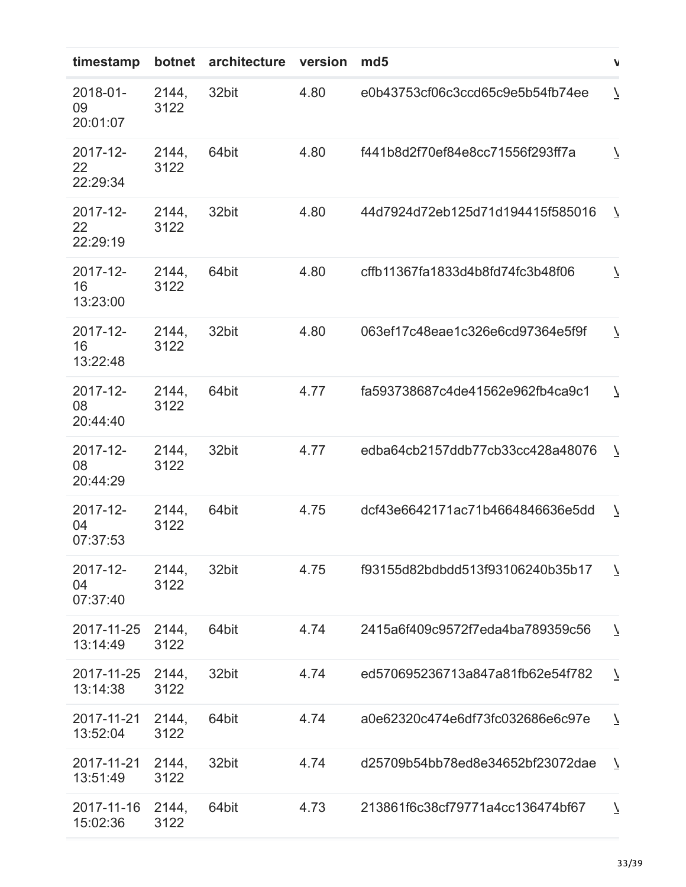| timestamp | botnet | architecture | version | md5 | v |
|---|---|---|---|---|---|
| 2018-01-09 20:01:07 | 2144, 3122 | 32bit | 4.80 | e0b43753cf06c3ccd65c9e5b54fb74ee | V |
| 2017-12-22 22:29:34 | 2144, 3122 | 64bit | 4.80 | f441b8d2f70ef84e8cc71556f293ff7a | V |
| 2017-12-22 22:29:19 | 2144, 3122 | 32bit | 4.80 | 44d7924d72eb125d71d194415f585016 | V |
| 2017-12-16 13:23:00 | 2144, 3122 | 64bit | 4.80 | cffb11367fa1833d4b8fd74fc3b48f06 | V |
| 2017-12-16 13:22:48 | 2144, 3122 | 32bit | 4.80 | 063ef17c48eae1c326e6cd97364e5f9f | V |
| 2017-12-08 20:44:40 | 2144, 3122 | 64bit | 4.77 | fa593738687c4de41562e962fb4ca9c1 | V |
| 2017-12-08 20:44:29 | 2144, 3122 | 32bit | 4.77 | edba64cb2157ddb77cb33cc428a48076 | V |
| 2017-12-04 07:37:53 | 2144, 3122 | 64bit | 4.75 | dcf43e6642171ac71b4664846636e5dd | V |
| 2017-12-04 07:37:40 | 2144, 3122 | 32bit | 4.75 | f93155d82bdbdd513f93106240b35b17 | V |
| 2017-11-25 13:14:49 | 2144, 3122 | 64bit | 4.74 | 2415a6f409c9572f7eda4ba789359c56 | V |
| 2017-11-25 13:14:38 | 2144, 3122 | 32bit | 4.74 | ed570695236713a847a81fb62e54f782 | V |
| 2017-11-21 13:52:04 | 2144, 3122 | 64bit | 4.74 | a0e62320c474e6df73fc032686e6c97e | V |
| 2017-11-21 13:51:49 | 2144, 3122 | 32bit | 4.74 | d25709b54bb78ed8e34652bf23072dae | V |
| 2017-11-16 15:02:36 | 2144, 3122 | 64bit | 4.73 | 213861f6c38cf79771a4cc136474bf67 | V |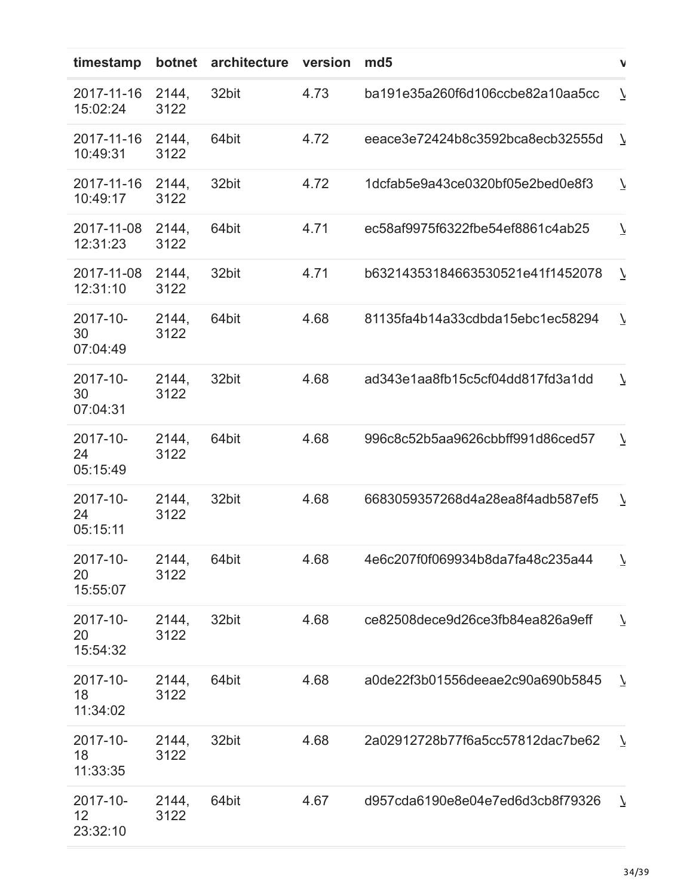| timestamp | botnet | architecture | version | md5 | v |
|---|---|---|---|---|---|
| 2017-11-16 15:02:24 | 2144, 3122 | 32bit | 4.73 | ba191e35a260f6d106ccbe82a10aa5cc | \ |
| 2017-11-16 10:49:31 | 2144, 3122 | 64bit | 4.72 | eeace3e72424b8c3592bca8ecb32555d | \ |
| 2017-11-16 10:49:17 | 2144, 3122 | 32bit | 4.72 | 1dcfab5e9a43ce0320bf05e2bed0e8f3 | \ |
| 2017-11-08 12:31:23 | 2144, 3122 | 64bit | 4.71 | ec58af9975f6322fbe54ef8861c4ab25 | \ |
| 2017-11-08 12:31:10 | 2144, 3122 | 32bit | 4.71 | b63214353184663530521e41f1452078 | \ |
| 2017-10-30 07:04:49 | 2144, 3122 | 64bit | 4.68 | 81135fa4b14a33cdbda15ebc1ec58294 | \ |
| 2017-10-30 07:04:31 | 2144, 3122 | 32bit | 4.68 | ad343e1aa8fb15c5cf04dd817fd3a1dd | \ |
| 2017-10-24 05:15:49 | 2144, 3122 | 64bit | 4.68 | 996c8c52b5aa9626cbbff991d86ced57 | \ |
| 2017-10-24 05:15:11 | 2144, 3122 | 32bit | 4.68 | 6683059357268d4a28ea8f4adb587ef5 | \ |
| 2017-10-20 15:55:07 | 2144, 3122 | 64bit | 4.68 | 4e6c207f0f069934b8da7fa48c235a44 | \ |
| 2017-10-20 15:54:32 | 2144, 3122 | 32bit | 4.68 | ce82508dece9d26ce3fb84ea826a9eff | \ |
| 2017-10-18 11:34:02 | 2144, 3122 | 64bit | 4.68 | a0de22f3b01556deeae2c90a690b5845 | \ |
| 2017-10-18 11:33:35 | 2144, 3122 | 32bit | 4.68 | 2a02912728b77f6a5cc57812dac7be62 | \ |
| 2017-10-12 23:32:10 | 2144, 3122 | 64bit | 4.67 | d957cda6190e8e04e7ed6d3cb8f79326 | \ |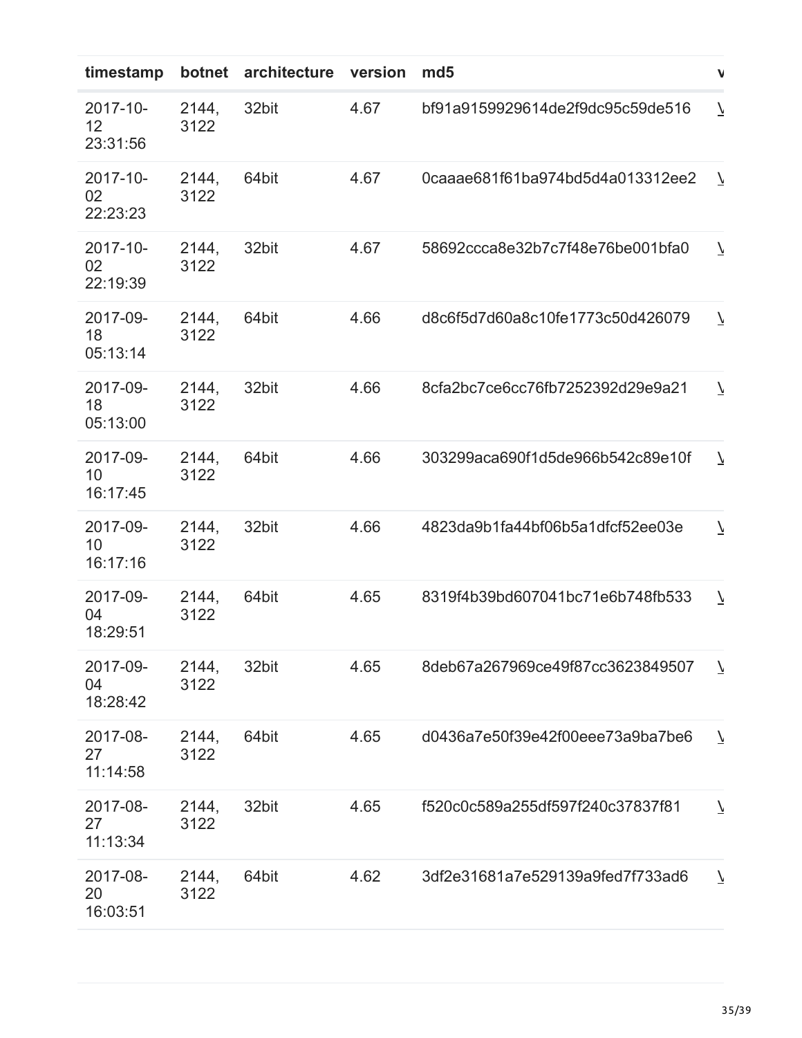| timestamp | botnet | architecture | version | md5 | v |
|---|---|---|---|---|---|
| 2017-10-12 23:31:56 | 2144, 3122 | 32bit | 4.67 | bf91a9159929614de2f9dc95c59de516 | V |
| 2017-10-02 22:23:23 | 2144, 3122 | 64bit | 4.67 | 0caaae681f61ba974bd5d4a013312ee2 | V |
| 2017-10-02 22:19:39 | 2144, 3122 | 32bit | 4.67 | 58692ccca8e32b7c7f48e76be001bfa0 | V |
| 2017-09-18 05:13:14 | 2144, 3122 | 64bit | 4.66 | d8c6f5d7d60a8c10fe1773c50d426079 | V |
| 2017-09-18 05:13:00 | 2144, 3122 | 32bit | 4.66 | 8cfa2bc7ce6cc76fb7252392d29e9a21 | V |
| 2017-09-10 16:17:45 | 2144, 3122 | 64bit | 4.66 | 303299aca690f1d5de966b542c89e10f | V |
| 2017-09-10 16:17:16 | 2144, 3122 | 32bit | 4.66 | 4823da9b1fa44bf06b5a1dfcf52ee03e | V |
| 2017-09-04 18:29:51 | 2144, 3122 | 64bit | 4.65 | 8319f4b39bd607041bc71e6b748fb533 | V |
| 2017-09-04 18:28:42 | 2144, 3122 | 32bit | 4.65 | 8deb67a267969ce49f87cc3623849507 | V |
| 2017-08-27 11:14:58 | 2144, 3122 | 64bit | 4.65 | d0436a7e50f39e42f00eee73a9ba7be6 | V |
| 2017-08-27 11:13:34 | 2144, 3122 | 32bit | 4.65 | f520c0c589a255df597f240c37837f81 | V |
| 2017-08-20 16:03:51 | 2144, 3122 | 64bit | 4.62 | 3df2e31681a7e529139a9fed7f733ad6 | V |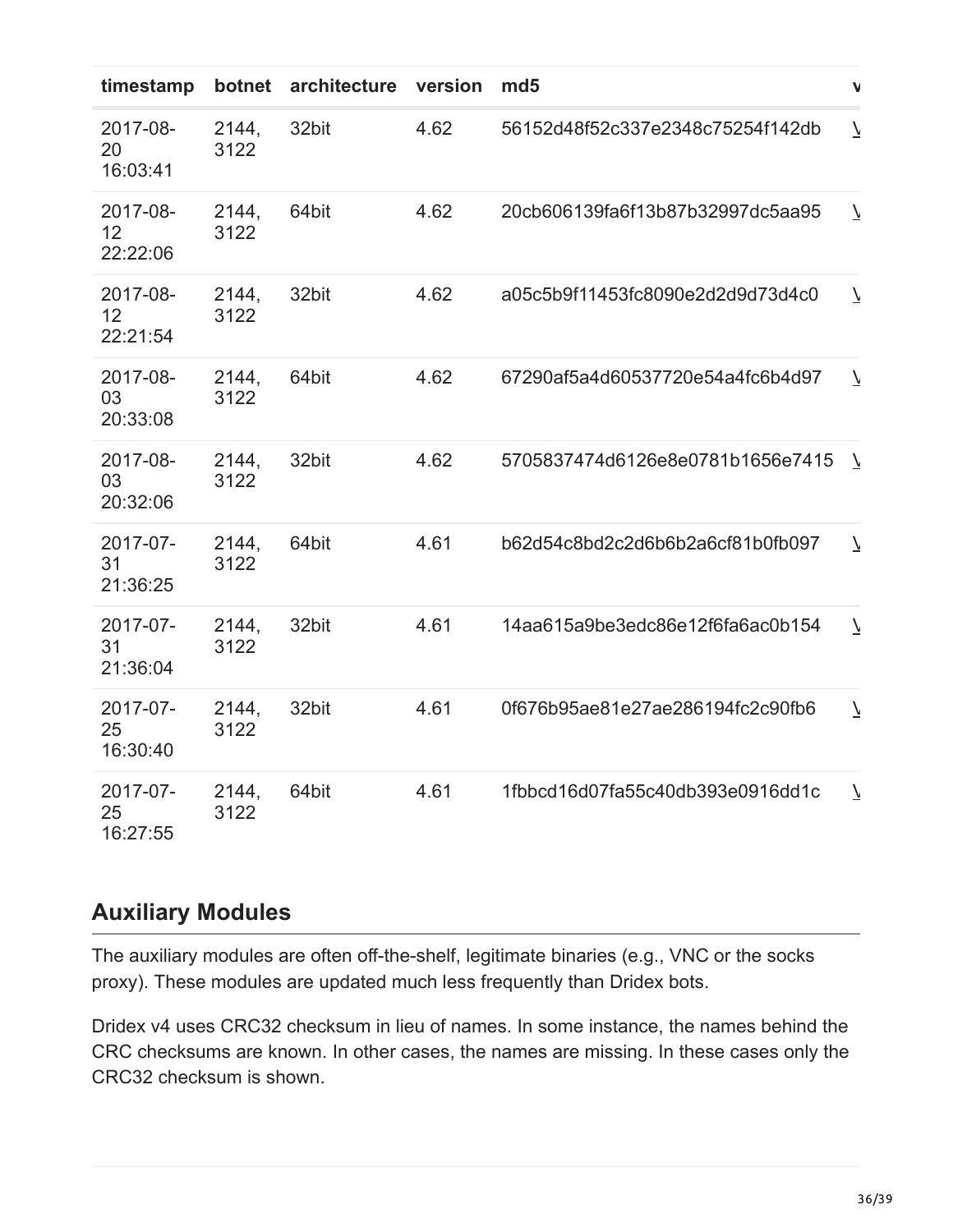| timestamp | botnet | architecture | version | md5 | v |
|---|---|---|---|---|---|
| 2017-08-20 16:03:41 | 2144, 3122 | 32bit | 4.62 | 56152d48f52c337e2348c75254f142db | V |
| 2017-08-12 22:22:06 | 2144, 3122 | 64bit | 4.62 | 20cb606139fa6f13b87b32997dc5aa95 | V |
| 2017-08-12 22:21:54 | 2144, 3122 | 32bit | 4.62 | a05c5b9f11453fc8090e2d2d9d73d4c0 | V |
| 2017-08-03 20:33:08 | 2144, 3122 | 64bit | 4.62 | 67290af5a4d60537720e54a4fc6b4d97 | V |
| 2017-08-03 20:32:06 | 2144, 3122 | 32bit | 4.62 | 5705837474d6126e8e0781b1656e7415 | V |
| 2017-07-31 21:36:25 | 2144, 3122 | 64bit | 4.61 | b62d54c8bd2c2d6b6b2a6cf81b0fb097 | V |
| 2017-07-31 21:36:04 | 2144, 3122 | 32bit | 4.61 | 14aa615a9be3edc86e12f6fa6ac0b154 | V |
| 2017-07-25 16:30:40 | 2144, 3122 | 32bit | 4.61 | 0f676b95ae81e27ae286194fc2c90fb6 | V |
| 2017-07-25 16:27:55 | 2144, 3122 | 64bit | 4.61 | 1fbbcd16d07fa55c40db393e0916dd1c | V |

## Auxiliary Modules

The auxiliary modules are often off-the-shelf, legitimate binaries (e.g., VNC or the socks proxy). These modules are updated much less frequently than Dridex bots.

Dridex v4 uses CRC32 checksum in lieu of names. In some instance, the names behind the CRC checksums are known. In other cases, the names are missing. In these cases only the CRC32 checksum is shown.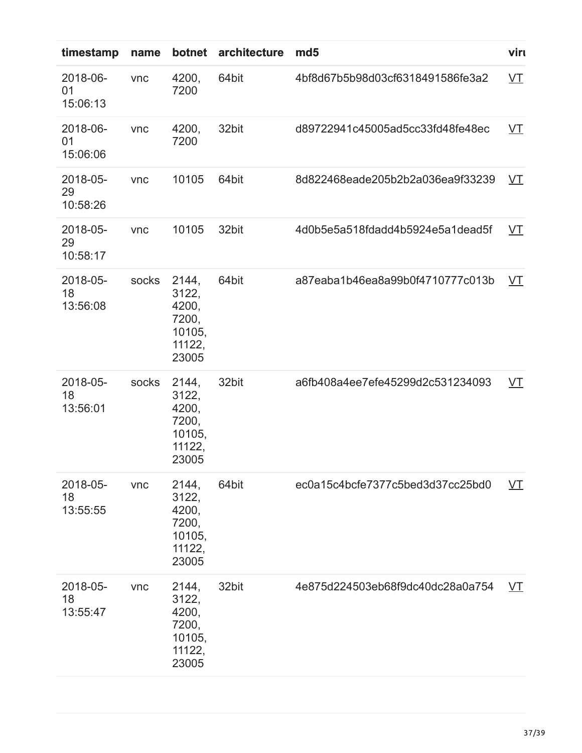| timestamp | name | botnet | architecture | md5 | viru |
|---|---|---|---|---|---|
| 2018-06-01 15:06:13 | vnc | 4200, 7200 | 64bit | 4bf8d67b5b98d03cf6318491586fe3a2 | VT |
| 2018-06-01 15:06:06 | vnc | 4200, 7200 | 32bit | d89722941c45005ad5cc33fd48fe48ec | VT |
| 2018-05-29 10:58:26 | vnc | 10105 | 64bit | 8d822468eade205b2b2a036ea9f33239 | VT |
| 2018-05-29 10:58:17 | vnc | 10105 | 32bit | 4d0b5e5a518fdadd4b5924e5a1dead5f | VT |
| 2018-05-18 13:56:08 | socks | 2144, 3122, 4200, 7200, 10105, 11122, 23005 | 64bit | a87eaba1b46ea8a99b0f4710777c013b | VT |
| 2018-05-18 13:56:01 | socks | 2144, 3122, 4200, 7200, 10105, 11122, 23005 | 32bit | a6fb408a4ee7efe45299d2c531234093 | VT |
| 2018-05-18 13:55:55 | vnc | 2144, 3122, 4200, 7200, 10105, 11122, 23005 | 64bit | ec0a15c4bcfe7377c5bed3d37cc25bd0 | VT |
| 2018-05-18 13:55:47 | vnc | 2144, 3122, 4200, 7200, 10105, 11122, 23005 | 32bit | 4e875d224503eb68f9dc40dc28a0a754 | VT |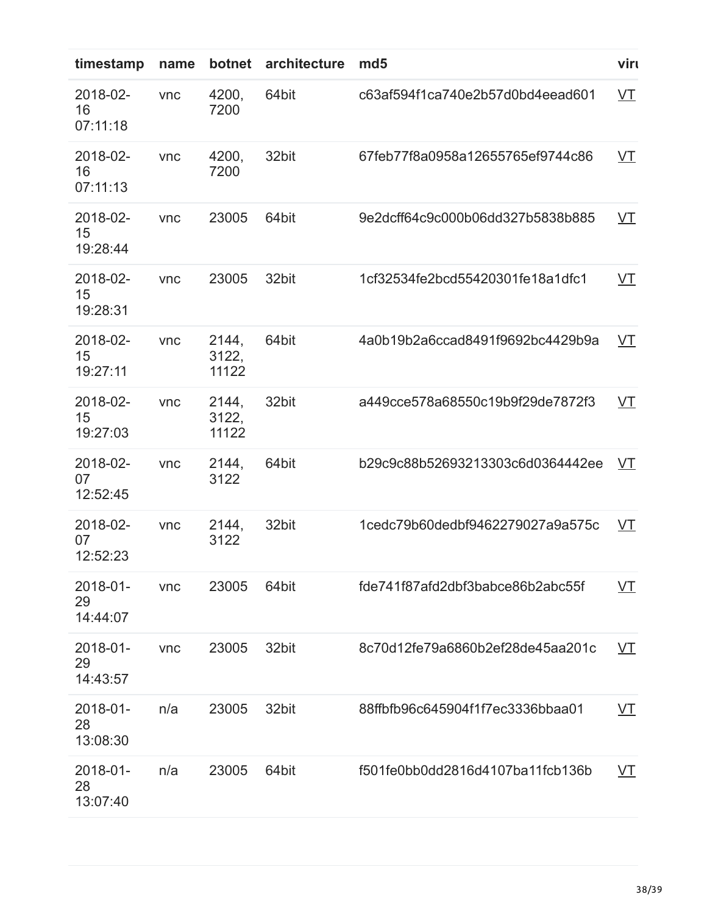| timestamp | name | botnet | architecture | md5 | viru |
|---|---|---|---|---|---|
| 2018-02-16 07:11:18 | vnc | 4200, 7200 | 64bit | c63af594f1ca740e2b57d0bd4eead601 | VT |
| 2018-02-16 07:11:13 | vnc | 4200, 7200 | 32bit | 67feb77f8a0958a12655765ef9744c86 | VT |
| 2018-02-15 19:28:44 | vnc | 23005 | 64bit | 9e2dcff64c9c000b06dd327b5838b885 | VT |
| 2018-02-15 19:28:31 | vnc | 23005 | 32bit | 1cf32534fe2bcd55420301fe18a1dfc1 | VT |
| 2018-02-15 19:27:11 | vnc | 2144, 3122, 11122 | 64bit | 4a0b19b2a6ccad8491f9692bc4429b9a | VT |
| 2018-02-15 19:27:03 | vnc | 2144, 3122, 11122 | 32bit | a449cce578a68550c19b9f29de7872f3 | VT |
| 2018-02-07 12:52:45 | vnc | 2144, 3122 | 64bit | b29c9c88b52693213303c6d0364442ee | VT |
| 2018-02-07 12:52:23 | vnc | 2144, 3122 | 32bit | 1cedc79b60dedbf9462279027a9a575c | VT |
| 2018-01-29 14:44:07 | vnc | 23005 | 64bit | fde741f87afd2dbf3babce86b2abc55f | VT |
| 2018-01-29 14:43:57 | vnc | 23005 | 32bit | 8c70d12fe79a6860b2ef28de45aa201c | VT |
| 2018-01-28 13:08:30 | n/a | 23005 | 32bit | 88ffbfb96c645904f1f7ec3336bbaa01 | VT |
| 2018-01-28 13:07:40 | n/a | 23005 | 64bit | f501fe0bb0dd2816d4107ba11fcb136b | VT |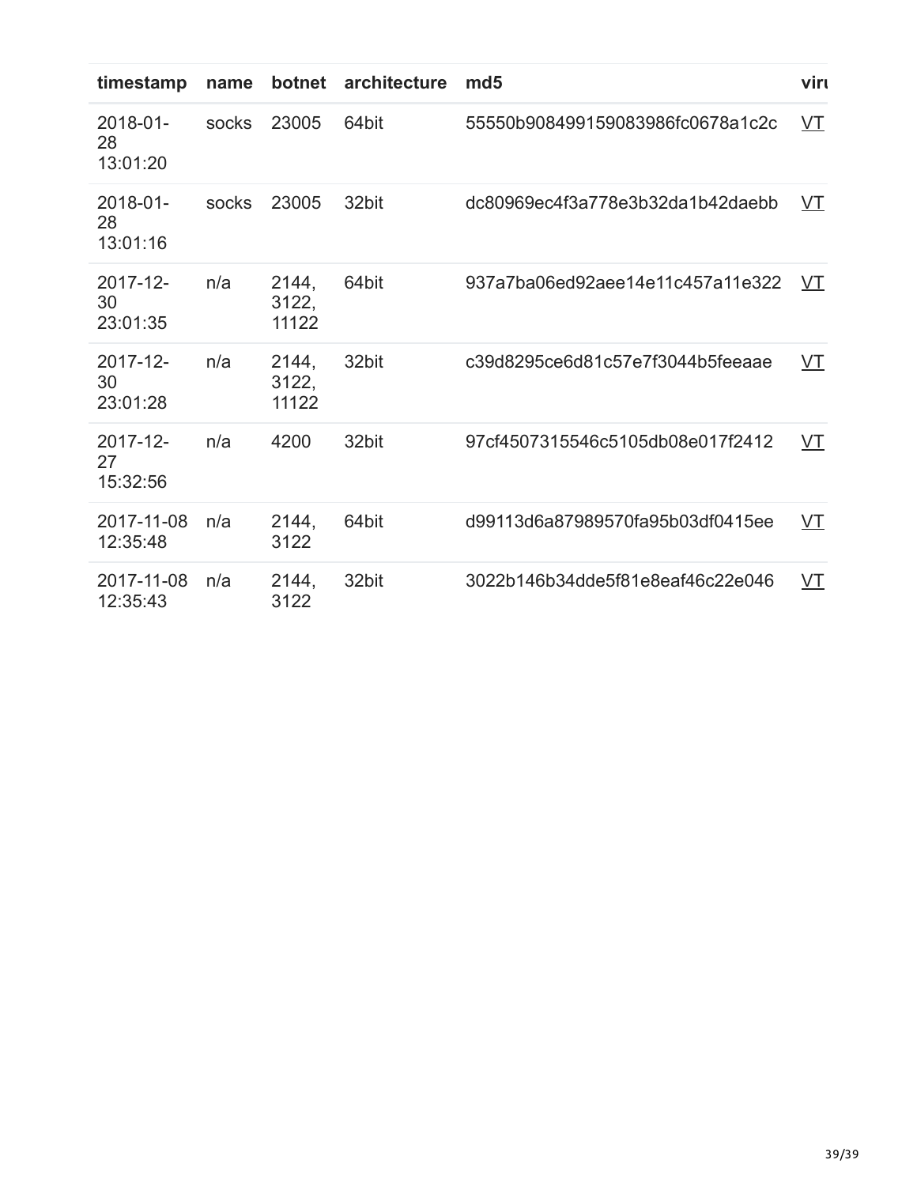| timestamp | name | botnet | architecture | md5 | viru |
|---|---|---|---|---|---|
| 2018-01-28 13:01:20 | socks | 23005 | 64bit | 55550b908499159083986fc0678a1c2c | VT |
| 2018-01-28 13:01:16 | socks | 23005 | 32bit | dc80969ec4f3a778e3b32da1b42daebb | VT |
| 2017-12-30 23:01:35 | n/a | 2144, 3122, 11122 | 64bit | 937a7ba06ed92aee14e11c457a11e322 | VT |
| 2017-12-30 23:01:28 | n/a | 2144, 3122, 11122 | 32bit | c39d8295ce6d81c57e7f3044b5feeaae | VT |
| 2017-12-27 15:32:56 | n/a | 4200 | 32bit | 97cf4507315546c5105db08e017f2412 | VT |
| 2017-11-08 12:35:48 | n/a | 2144, 3122 | 64bit | d99113d6a87989570fa95b03df0415ee | VT |
| 2017-11-08 12:35:43 | n/a | 2144, 3122 | 32bit | 3022b146b34dde5f81e8eaf46c22e046 | VT |